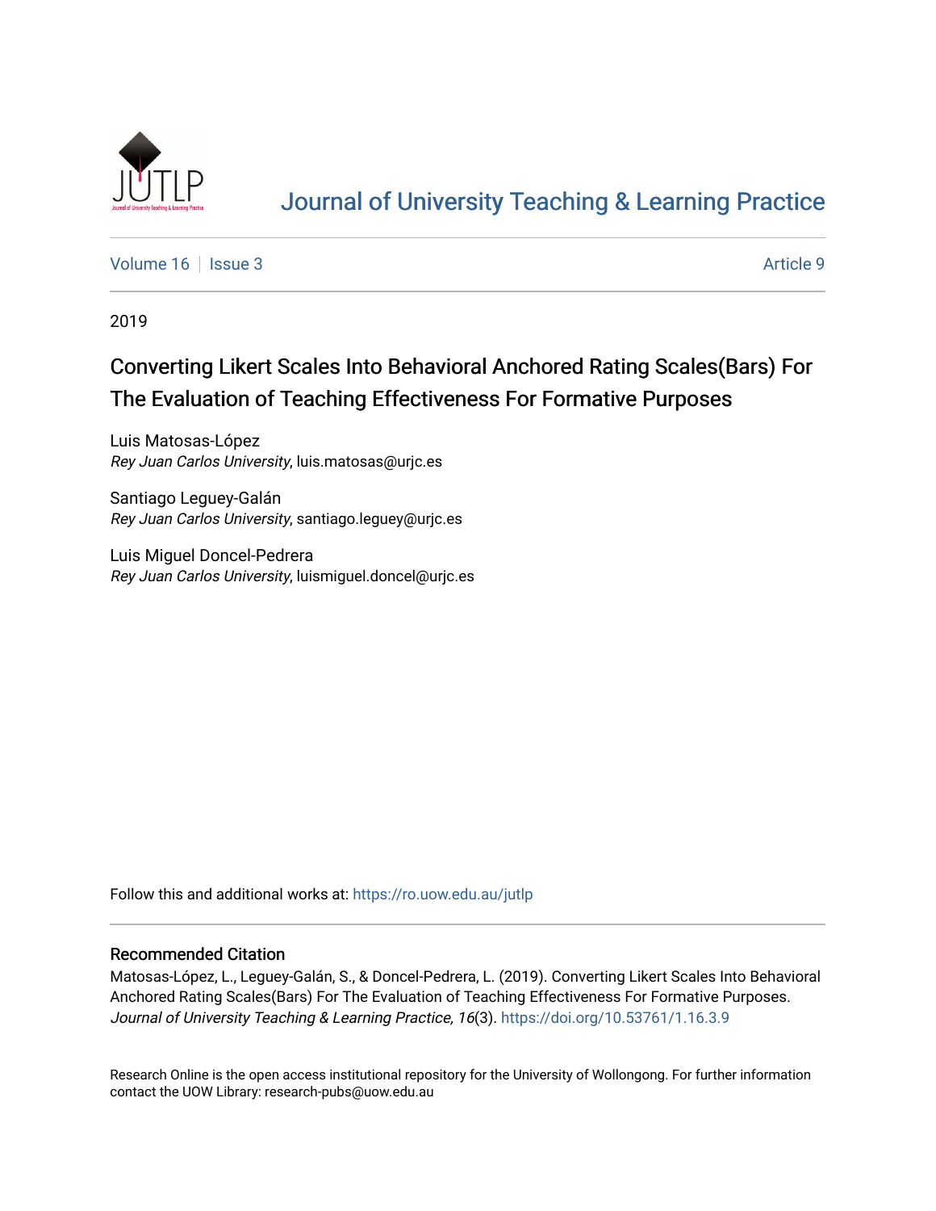# Journal of University Teaching & Learning Practice

Volume 16 | Issue 3 | Article 9

2019

## Converting Likert Scales Into Behavioral Anchored Rating Scales(Bars) For The Evaluation of Teaching Effectiveness For Formative Purposes

Luis Matosas-López
*Rey Juan Carlos University*, luis.matosas@urjc.es

Santiago Leguey-Galán
*Rey Juan Carlos University*, santiago.leguey@urjc.es

Luis Miguel Doncel-Pedrera
*Rey Juan Carlos University*, luismiguel.doncel@urjc.es

Follow this and additional works at: https://ro.uow.edu.au/jutlp

### Recommended Citation

Matosas-López, L., Leguey-Galán, S., & Doncel-Pedrera, L. (2019). Converting Likert Scales Into Behavioral Anchored Rating Scales(Bars) For The Evaluation of Teaching Effectiveness For Formative Purposes. *Journal of University Teaching & Learning Practice, 16*(3). https://doi.org/10.53761/1.16.3.9

Research Online is the open access institutional repository for the University of Wollongong. For further information contact the UOW Library: research-pubs@uow.edu.au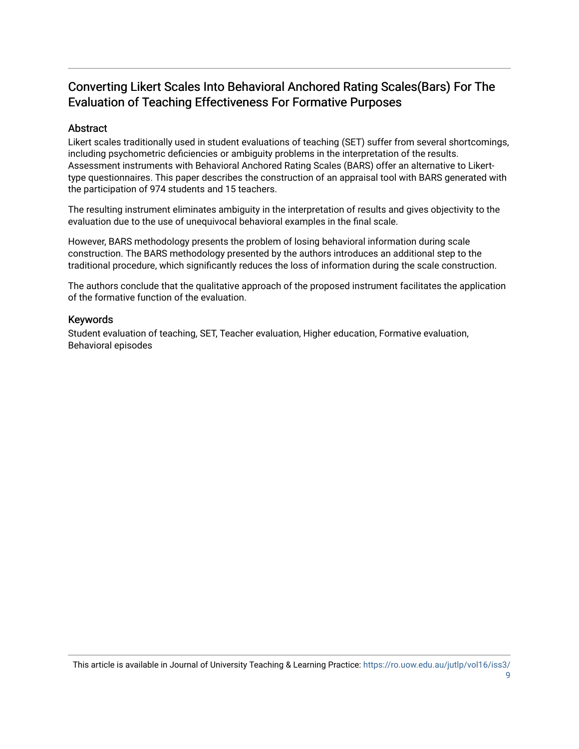# Converting Likert Scales Into Behavioral Anchored Rating Scales(Bars) For The Evaluation of Teaching Effectiveness For Formative Purposes

## Abstract

Likert scales traditionally used in student evaluations of teaching (SET) suffer from several shortcomings, including psychometric deficiencies or ambiguity problems in the interpretation of the results. Assessment instruments with Behavioral Anchored Rating Scales (BARS) offer an alternative to Likert-type questionnaires. This paper describes the construction of an appraisal tool with BARS generated with the participation of 974 students and 15 teachers.

The resulting instrument eliminates ambiguity in the interpretation of results and gives objectivity to the evaluation due to the use of unequivocal behavioral examples in the final scale.

However, BARS methodology presents the problem of losing behavioral information during scale construction. The BARS methodology presented by the authors introduces an additional step to the traditional procedure, which significantly reduces the loss of information during the scale construction.

The authors conclude that the qualitative approach of the proposed instrument facilitates the application of the formative function of the evaluation.

## Keywords

Student evaluation of teaching, SET, Teacher evaluation, Higher education, Formative evaluation, Behavioral episodes

This article is available in Journal of University Teaching & Learning Practice: https://ro.uow.edu.au/jutlp/vol16/iss3/9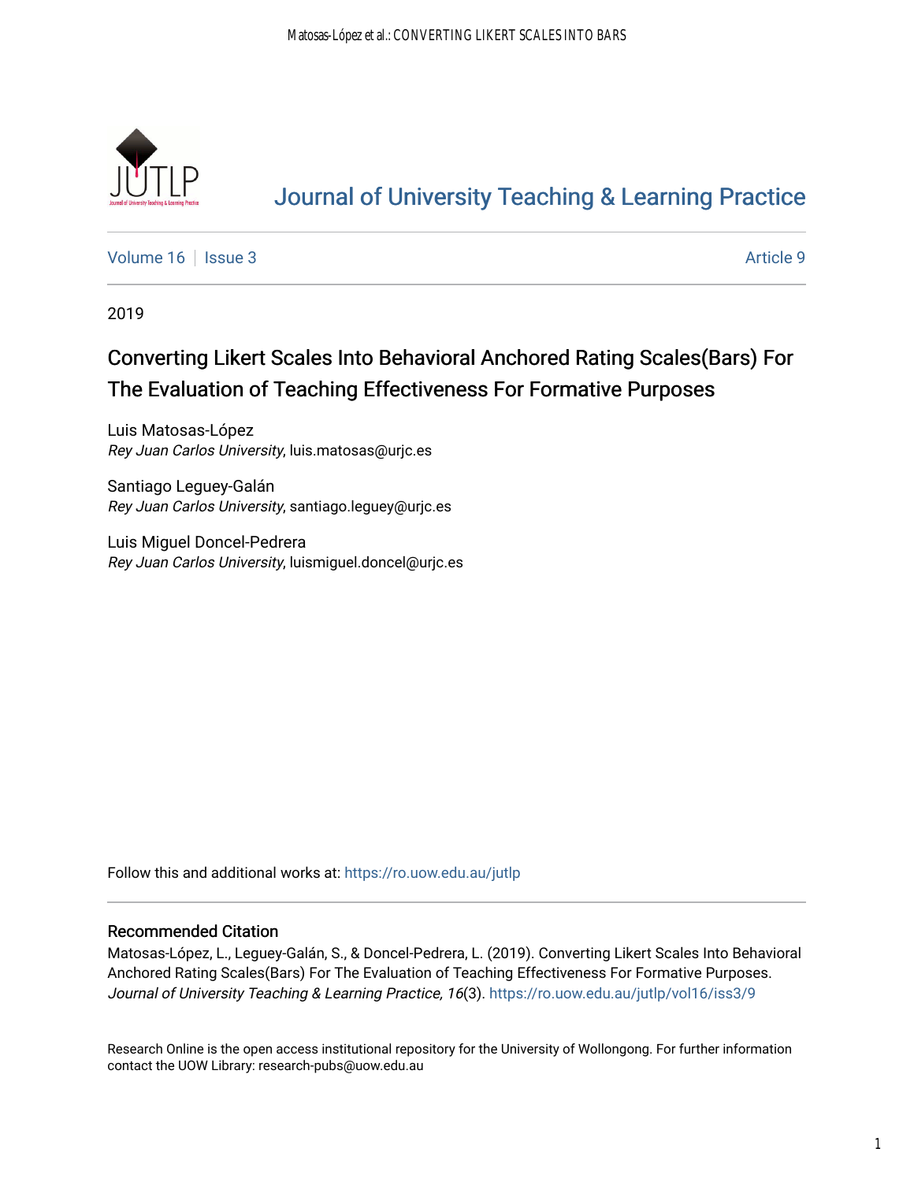# Journal of University Teaching & Learning Practice

Volume 16 | Issue 3 | Article 9

2019

## Converting Likert Scales Into Behavioral Anchored Rating Scales(Bars) For The Evaluation of Teaching Effectiveness For Formative Purposes

Luis Matosas-López
*Rey Juan Carlos University*, luis.matosas@urjc.es

Santiago Leguey-Galán
*Rey Juan Carlos University*, santiago.leguey@urjc.es

Luis Miguel Doncel-Pedrera
*Rey Juan Carlos University*, luismiguel.doncel@urjc.es

Follow this and additional works at: https://ro.uow.edu.au/jutlp

### Recommended Citation

Matosas-López, L., Leguey-Galán, S., & Doncel-Pedrera, L. (2019). Converting Likert Scales Into Behavioral Anchored Rating Scales(Bars) For The Evaluation of Teaching Effectiveness For Formative Purposes. *Journal of University Teaching & Learning Practice, 16*(3). https://ro.uow.edu.au/jutlp/vol16/iss3/9

Research Online is the open access institutional repository for the University of Wollongong. For further information contact the UOW Library: research-pubs@uow.edu.au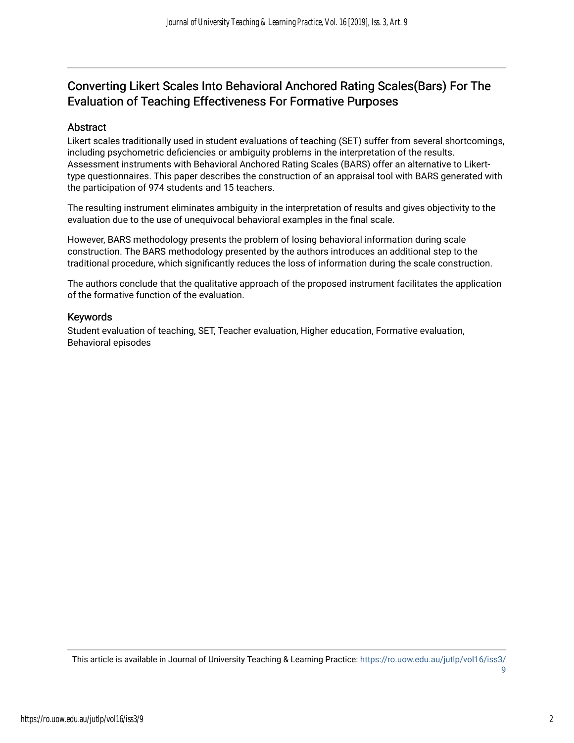# Converting Likert Scales Into Behavioral Anchored Rating Scales(Bars) For The Evaluation of Teaching Effectiveness For Formative Purposes

## Abstract

Likert scales traditionally used in student evaluations of teaching (SET) suffer from several shortcomings, including psychometric deficiencies or ambiguity problems in the interpretation of the results. Assessment instruments with Behavioral Anchored Rating Scales (BARS) offer an alternative to Likert-type questionnaires. This paper describes the construction of an appraisal tool with BARS generated with the participation of 974 students and 15 teachers.

The resulting instrument eliminates ambiguity in the interpretation of results and gives objectivity to the evaluation due to the use of unequivocal behavioral examples in the final scale.

However, BARS methodology presents the problem of losing behavioral information during scale construction. The BARS methodology presented by the authors introduces an additional step to the traditional procedure, which significantly reduces the loss of information during the scale construction.

The authors conclude that the qualitative approach of the proposed instrument facilitates the application of the formative function of the evaluation.

## Keywords

Student evaluation of teaching, SET, Teacher evaluation, Higher education, Formative evaluation, Behavioral episodes

This article is available in Journal of University Teaching & Learning Practice: https://ro.uow.edu.au/jutlp/vol16/iss3/9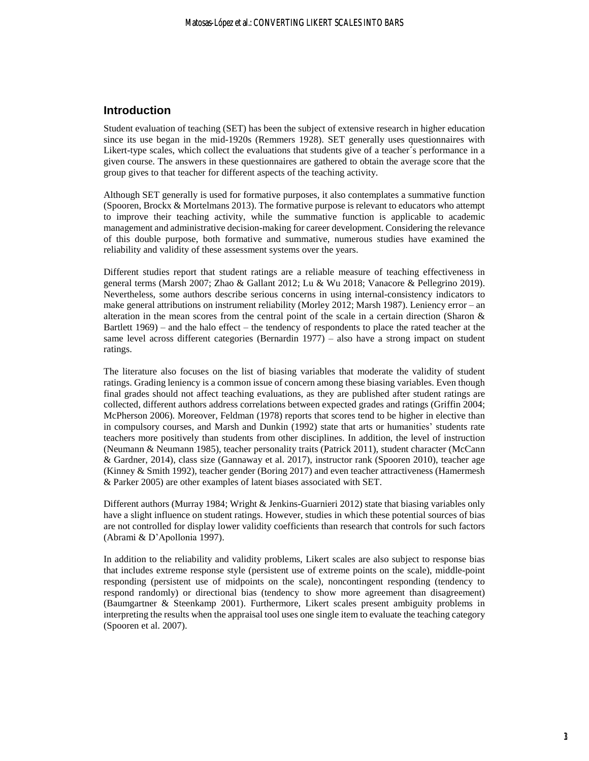## Introduction

Student evaluation of teaching (SET) has been the subject of extensive research in higher education since its use began in the mid-1920s (Remmers 1928). SET generally uses questionnaires with Likert-type scales, which collect the evaluations that students give of a teacher´s performance in a given course. The answers in these questionnaires are gathered to obtain the average score that the group gives to that teacher for different aspects of the teaching activity.

Although SET generally is used for formative purposes, it also contemplates a summative function (Spooren, Brockx & Mortelmans 2013). The formative purpose is relevant to educators who attempt to improve their teaching activity, while the summative function is applicable to academic management and administrative decision-making for career development. Considering the relevance of this double purpose, both formative and summative, numerous studies have examined the reliability and validity of these assessment systems over the years.

Different studies report that student ratings are a reliable measure of teaching effectiveness in general terms (Marsh 2007; Zhao & Gallant 2012; Lu & Wu 2018; Vanacore & Pellegrino 2019). Nevertheless, some authors describe serious concerns in using internal-consistency indicators to make general attributions on instrument reliability (Morley 2012; Marsh 1987). Leniency error – an alteration in the mean scores from the central point of the scale in a certain direction (Sharon & Bartlett 1969) – and the halo effect – the tendency of respondents to place the rated teacher at the same level across different categories (Bernardin 1977) – also have a strong impact on student ratings.

The literature also focuses on the list of biasing variables that moderate the validity of student ratings. Grading leniency is a common issue of concern among these biasing variables. Even though final grades should not affect teaching evaluations, as they are published after student ratings are collected, different authors address correlations between expected grades and ratings (Griffin 2004; McPherson 2006). Moreover, Feldman (1978) reports that scores tend to be higher in elective than in compulsory courses, and Marsh and Dunkin (1992) state that arts or humanities' students rate teachers more positively than students from other disciplines. In addition, the level of instruction (Neumann & Neumann 1985), teacher personality traits (Patrick 2011), student character (McCann & Gardner, 2014), class size (Gannaway et al. 2017), instructor rank (Spooren 2010), teacher age (Kinney & Smith 1992), teacher gender (Boring 2017) and even teacher attractiveness (Hamermesh & Parker 2005) are other examples of latent biases associated with SET.

Different authors (Murray 1984; Wright & Jenkins-Guarnieri 2012) state that biasing variables only have a slight influence on student ratings. However, studies in which these potential sources of bias are not controlled for display lower validity coefficients than research that controls for such factors (Abrami & D'Apollonia 1997).

In addition to the reliability and validity problems, Likert scales are also subject to response bias that includes extreme response style (persistent use of extreme points on the scale), middle-point responding (persistent use of midpoints on the scale), noncontingent responding (tendency to respond randomly) or directional bias (tendency to show more agreement than disagreement) (Baumgartner & Steenkamp 2001). Furthermore, Likert scales present ambiguity problems in interpreting the results when the appraisal tool uses one single item to evaluate the teaching category (Spooren et al. 2007).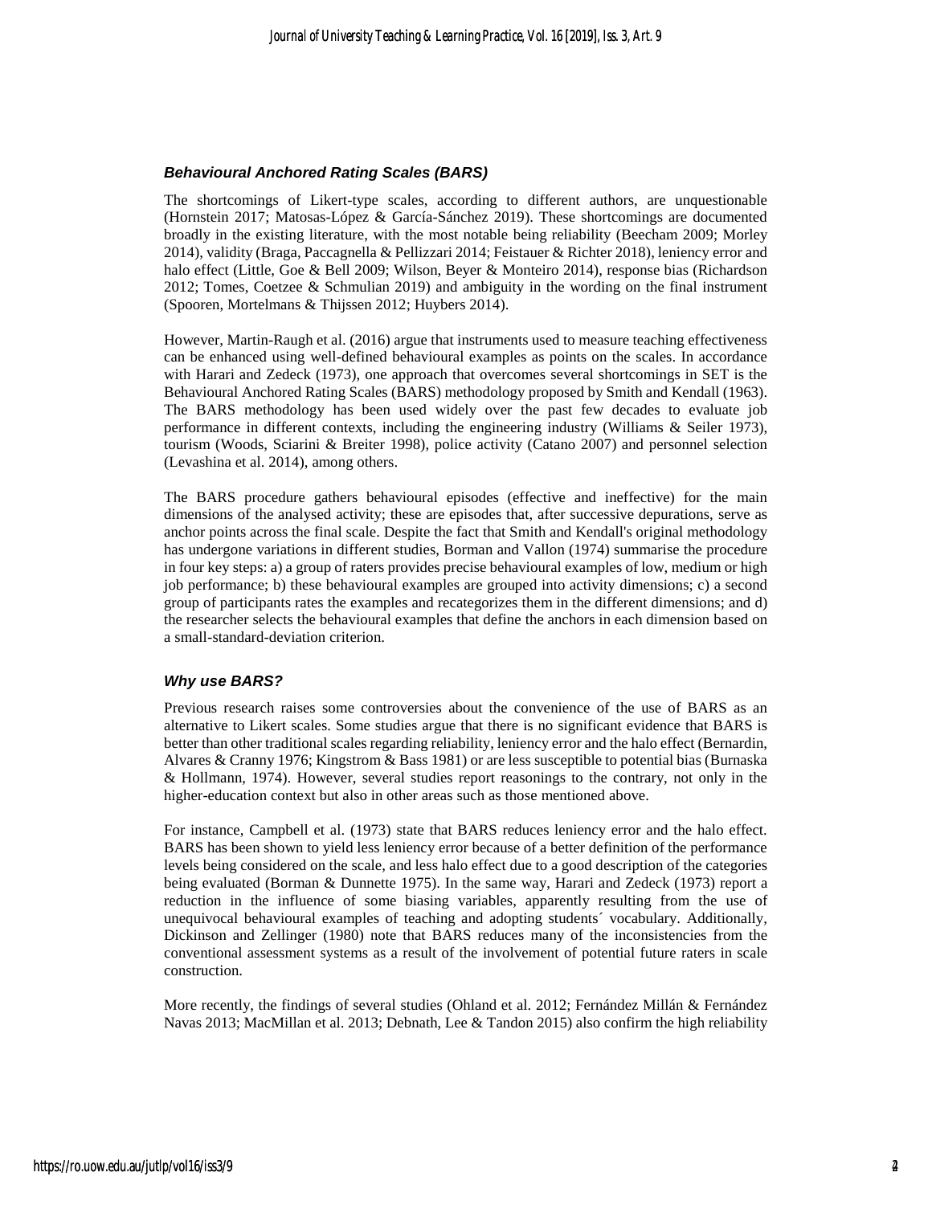### *Behavioural Anchored Rating Scales (BARS)*

The shortcomings of Likert-type scales, according to different authors, are unquestionable (Hornstein 2017; Matosas-López & García-Sánchez 2019). These shortcomings are documented broadly in the existing literature, with the most notable being reliability (Beecham 2009; Morley 2014), validity (Braga, Paccagnella & Pellizzari 2014; Feistauer & Richter 2018), leniency error and halo effect (Little, Goe & Bell 2009; Wilson, Beyer & Monteiro 2014), response bias (Richardson 2012; Tomes, Coetzee & Schmulian 2019) and ambiguity in the wording on the final instrument (Spooren, Mortelmans & Thijssen 2012; Huybers 2014).

However, Martin-Raugh et al. (2016) argue that instruments used to measure teaching effectiveness can be enhanced using well-defined behavioural examples as points on the scales. In accordance with Harari and Zedeck (1973), one approach that overcomes several shortcomings in SET is the Behavioural Anchored Rating Scales (BARS) methodology proposed by Smith and Kendall (1963). The BARS methodology has been used widely over the past few decades to evaluate job performance in different contexts, including the engineering industry (Williams & Seiler 1973), tourism (Woods, Sciarini & Breiter 1998), police activity (Catano 2007) and personnel selection (Levashina et al. 2014), among others.

The BARS procedure gathers behavioural episodes (effective and ineffective) for the main dimensions of the analysed activity; these are episodes that, after successive depurations, serve as anchor points across the final scale. Despite the fact that Smith and Kendall's original methodology has undergone variations in different studies, Borman and Vallon (1974) summarise the procedure in four key steps: a) a group of raters provides precise behavioural examples of low, medium or high job performance; b) these behavioural examples are grouped into activity dimensions; c) a second group of participants rates the examples and recategorizes them in the different dimensions; and d) the researcher selects the behavioural examples that define the anchors in each dimension based on a small-standard-deviation criterion.

### *Why use BARS?*

Previous research raises some controversies about the convenience of the use of BARS as an alternative to Likert scales. Some studies argue that there is no significant evidence that BARS is better than other traditional scales regarding reliability, leniency error and the halo effect (Bernardin, Alvares & Cranny 1976; Kingstrom & Bass 1981) or are less susceptible to potential bias (Burnaska & Hollmann, 1974). However, several studies report reasonings to the contrary, not only in the higher-education context but also in other areas such as those mentioned above.

For instance, Campbell et al. (1973) state that BARS reduces leniency error and the halo effect. BARS has been shown to yield less leniency error because of a better definition of the performance levels being considered on the scale, and less halo effect due to a good description of the categories being evaluated (Borman & Dunnette 1975). In the same way, Harari and Zedeck (1973) report a reduction in the influence of some biasing variables, apparently resulting from the use of unequivocal behavioural examples of teaching and adopting students´ vocabulary. Additionally, Dickinson and Zellinger (1980) note that BARS reduces many of the inconsistencies from the conventional assessment systems as a result of the involvement of potential future raters in scale construction.

More recently, the findings of several studies (Ohland et al. 2012; Fernández Millán & Fernández Navas 2013; MacMillan et al. 2013; Debnath, Lee & Tandon 2015) also confirm the high reliability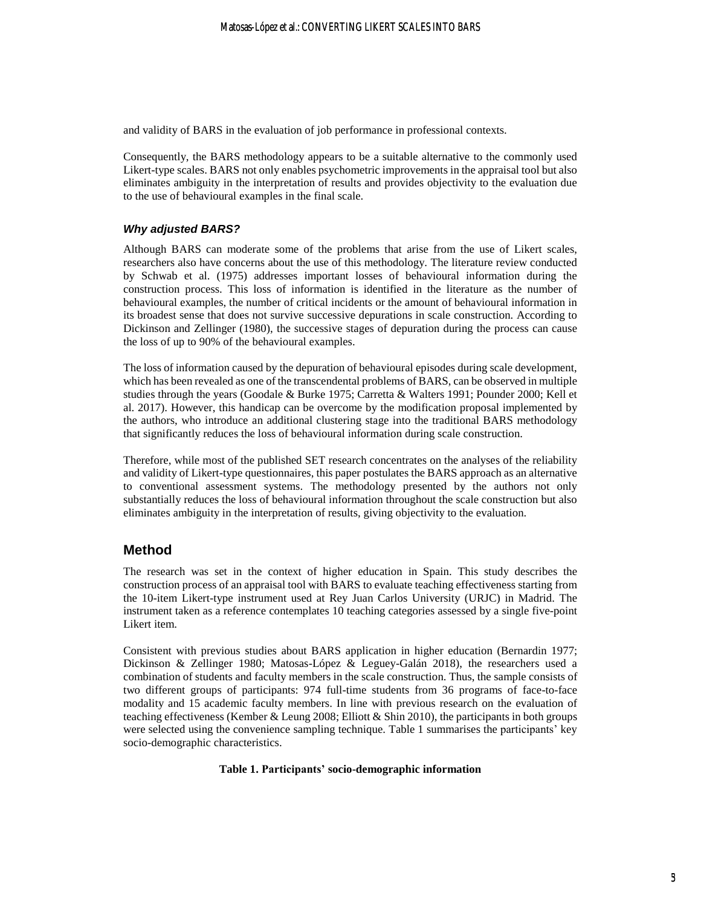and validity of BARS in the evaluation of job performance in professional contexts.

Consequently, the BARS methodology appears to be a suitable alternative to the commonly used Likert-type scales. BARS not only enables psychometric improvements in the appraisal tool but also eliminates ambiguity in the interpretation of results and provides objectivity to the evaluation due to the use of behavioural examples in the final scale.

### *Why adjusted BARS?*

Although BARS can moderate some of the problems that arise from the use of Likert scales, researchers also have concerns about the use of this methodology. The literature review conducted by Schwab et al. (1975) addresses important losses of behavioural information during the construction process. This loss of information is identified in the literature as the number of behavioural examples, the number of critical incidents or the amount of behavioural information in its broadest sense that does not survive successive depurations in scale construction. According to Dickinson and Zellinger (1980), the successive stages of depuration during the process can cause the loss of up to 90% of the behavioural examples.

The loss of information caused by the depuration of behavioural episodes during scale development, which has been revealed as one of the transcendental problems of BARS, can be observed in multiple studies through the years (Goodale & Burke 1975; Carretta & Walters 1991; Pounder 2000; Kell et al. 2017). However, this handicap can be overcome by the modification proposal implemented by the authors, who introduce an additional clustering stage into the traditional BARS methodology that significantly reduces the loss of behavioural information during scale construction.

Therefore, while most of the published SET research concentrates on the analyses of the reliability and validity of Likert-type questionnaires, this paper postulates the BARS approach as an alternative to conventional assessment systems. The methodology presented by the authors not only substantially reduces the loss of behavioural information throughout the scale construction but also eliminates ambiguity in the interpretation of results, giving objectivity to the evaluation.

## Method

The research was set in the context of higher education in Spain. This study describes the construction process of an appraisal tool with BARS to evaluate teaching effectiveness starting from the 10-item Likert-type instrument used at Rey Juan Carlos University (URJC) in Madrid. The instrument taken as a reference contemplates 10 teaching categories assessed by a single five-point Likert item.

Consistent with previous studies about BARS application in higher education (Bernardin 1977; Dickinson & Zellinger 1980; Matosas-López & Leguey-Galán 2018), the researchers used a combination of students and faculty members in the scale construction. Thus, the sample consists of two different groups of participants: 974 full-time students from 36 programs of face-to-face modality and 15 academic faculty members. In line with previous research on the evaluation of teaching effectiveness (Kember & Leung 2008; Elliott & Shin 2010), the participants in both groups were selected using the convenience sampling technique. Table 1 summarises the participants' key socio-demographic characteristics.

**Table 1. Participants' socio-demographic information**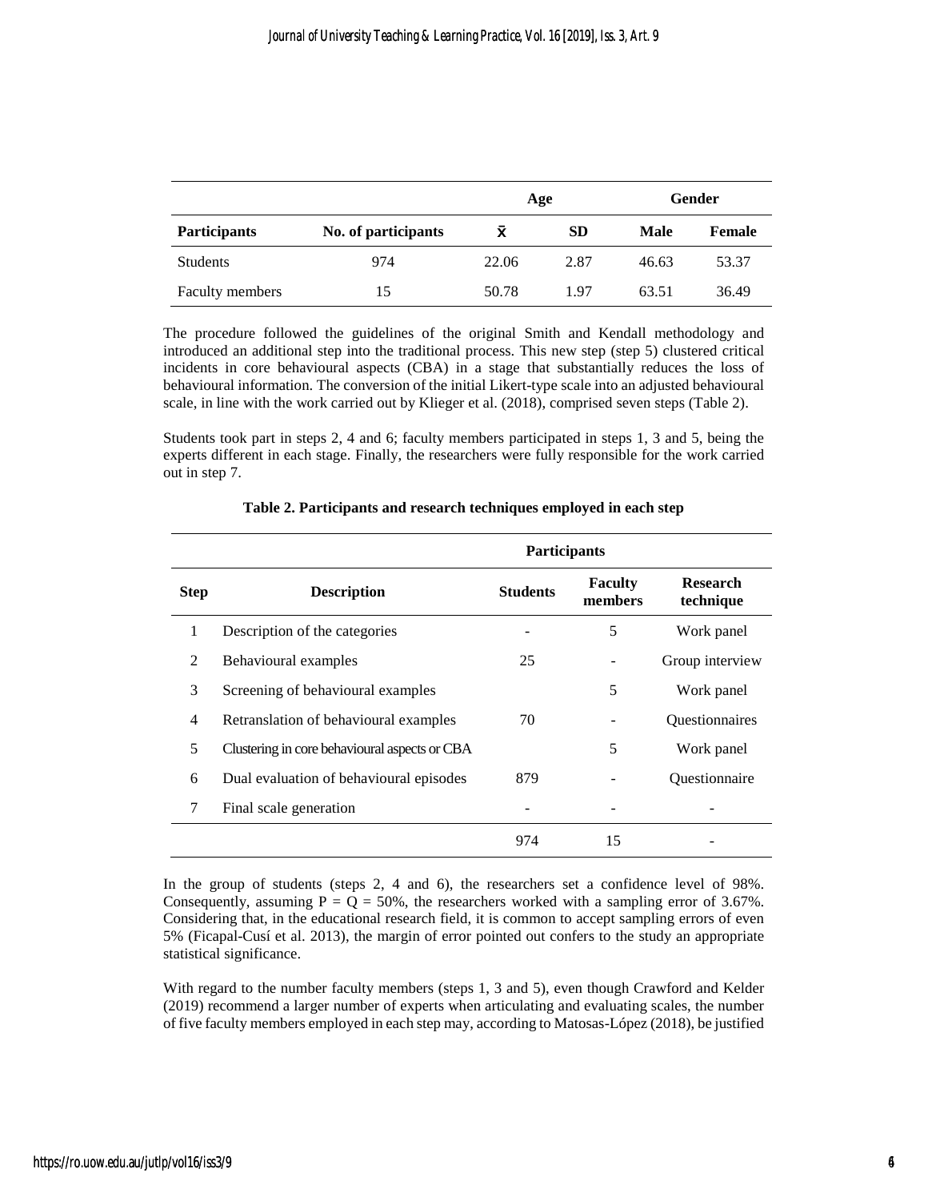| | | Age | | Gender | |
|---|---|---|---|---|---|
| **Participants** | **No. of participants** | $\bar{x}$ | **SD** | **Male** | **Female** |
| Students | 974 | 22.06 | 2.87 | 46.63 | 53.37 |
| Faculty members | 15 | 50.78 | 1.97 | 63.51 | 36.49 |

The procedure followed the guidelines of the original Smith and Kendall methodology and introduced an additional step into the traditional process. This new step (step 5) clustered critical incidents in core behavioural aspects (CBA) in a stage that substantially reduces the loss of behavioural information. The conversion of the initial Likert-type scale into an adjusted behavioural scale, in line with the work carried out by Klieger et al. (2018), comprised seven steps (Table 2).

Students took part in steps 2, 4 and 6; faculty members participated in steps 1, 3 and 5, being the experts different in each stage. Finally, the researchers were fully responsible for the work carried out in step 7.

**Table 2. Participants and research techniques employed in each step**

| | | Participants | | |
|---|---|---|---|---|
| **Step** | **Description** | **Students** | **Faculty members** | **Research technique** |
| 1 | Description of the categories | - | 5 | Work panel |
| 2 | Behavioural examples | 25 | - | Group interview |
| 3 | Screening of behavioural examples | | 5 | Work panel |
| 4 | Retranslation of behavioural examples | 70 | - | Questionnaires |
| 5 | Clustering in core behavioural aspects or CBA | | 5 | Work panel |
| 6 | Dual evaluation of behavioural episodes | 879 | - | Questionnaire |
| 7 | Final scale generation | - | - | - |
| | | 974 | 15 | - |

In the group of students (steps 2, 4 and 6), the researchers set a confidence level of 98%. Consequently, assuming $P = Q = 50\%$, the researchers worked with a sampling error of 3.67%. Considering that, in the educational research field, it is common to accept sampling errors of even 5% (Ficapal-Cusí et al. 2013), the margin of error pointed out confers to the study an appropriate statistical significance.

With regard to the number faculty members (steps 1, 3 and 5), even though Crawford and Kelder (2019) recommend a larger number of experts when articulating and evaluating scales, the number of five faculty members employed in each step may, according to Matosas-López (2018), be justified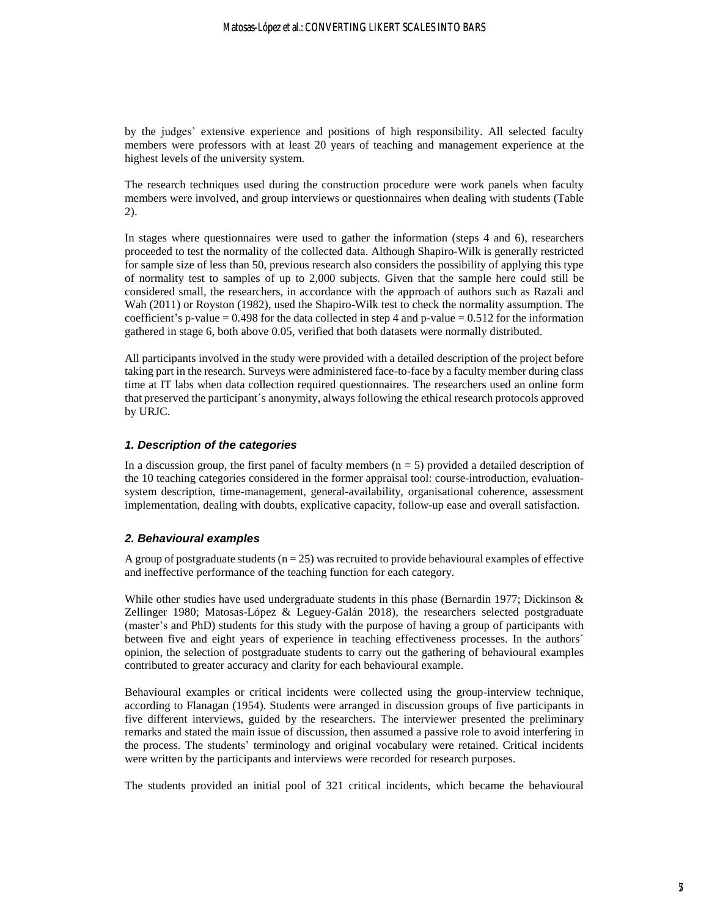by the judges' extensive experience and positions of high responsibility. All selected faculty members were professors with at least 20 years of teaching and management experience at the highest levels of the university system.

The research techniques used during the construction procedure were work panels when faculty members were involved, and group interviews or questionnaires when dealing with students (Table 2).

In stages where questionnaires were used to gather the information (steps 4 and 6), researchers proceeded to test the normality of the collected data. Although Shapiro-Wilk is generally restricted for sample size of less than 50, previous research also considers the possibility of applying this type of normality test to samples of up to 2,000 subjects. Given that the sample here could still be considered small, the researchers, in accordance with the approach of authors such as Razali and Wah (2011) or Royston (1982), used the Shapiro-Wilk test to check the normality assumption. The coefficient's p-value = 0.498 for the data collected in step 4 and p-value = 0.512 for the information gathered in stage 6, both above 0.05, verified that both datasets were normally distributed.

All participants involved in the study were provided with a detailed description of the project before taking part in the research. Surveys were administered face-to-face by a faculty member during class time at IT labs when data collection required questionnaires. The researchers used an online form that preserved the participant´s anonymity, always following the ethical research protocols approved by URJC.

### *1. Description of the categories*

In a discussion group, the first panel of faculty members ($n = 5$) provided a detailed description of the 10 teaching categories considered in the former appraisal tool: course-introduction, evaluation-system description, time-management, general-availability, organisational coherence, assessment implementation, dealing with doubts, explicative capacity, follow-up ease and overall satisfaction.

### *2. Behavioural examples*

A group of postgraduate students ($n = 25$) was recruited to provide behavioural examples of effective and ineffective performance of the teaching function for each category.

While other studies have used undergraduate students in this phase (Bernardin 1977; Dickinson & Zellinger 1980; Matosas-López & Leguey-Galán 2018), the researchers selected postgraduate (master's and PhD) students for this study with the purpose of having a group of participants with between five and eight years of experience in teaching effectiveness processes. In the authors´ opinion, the selection of postgraduate students to carry out the gathering of behavioural examples contributed to greater accuracy and clarity for each behavioural example.

Behavioural examples or critical incidents were collected using the group-interview technique, according to Flanagan (1954). Students were arranged in discussion groups of five participants in five different interviews, guided by the researchers. The interviewer presented the preliminary remarks and stated the main issue of discussion, then assumed a passive role to avoid interfering in the process. The students' terminology and original vocabulary were retained. Critical incidents were written by the participants and interviews were recorded for research purposes.

The students provided an initial pool of 321 critical incidents, which became the behavioural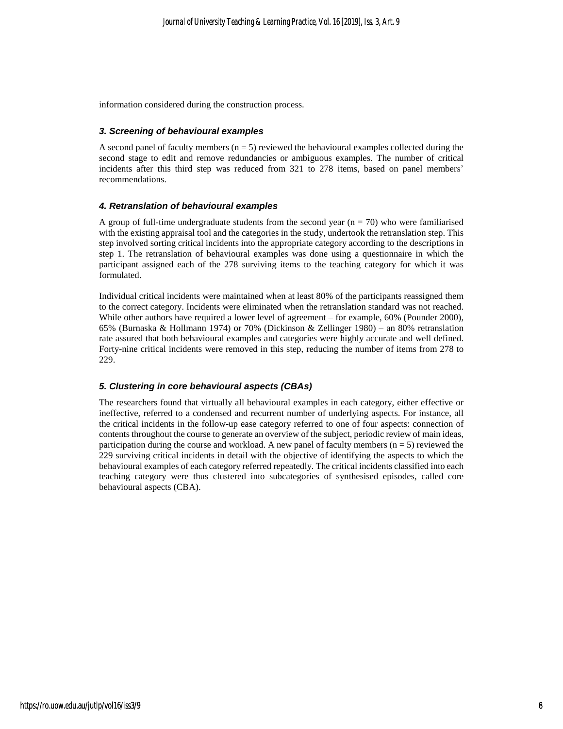information considered during the construction process.

### *3. Screening of behavioural examples*

A second panel of faculty members (n = 5) reviewed the behavioural examples collected during the second stage to edit and remove redundancies or ambiguous examples. The number of critical incidents after this third step was reduced from 321 to 278 items, based on panel members' recommendations.

### *4. Retranslation of behavioural examples*

A group of full-time undergraduate students from the second year (n = 70) who were familiarised with the existing appraisal tool and the categories in the study, undertook the retranslation step. This step involved sorting critical incidents into the appropriate category according to the descriptions in step 1. The retranslation of behavioural examples was done using a questionnaire in which the participant assigned each of the 278 surviving items to the teaching category for which it was formulated.

Individual critical incidents were maintained when at least 80% of the participants reassigned them to the correct category. Incidents were eliminated when the retranslation standard was not reached. While other authors have required a lower level of agreement – for example, 60% (Pounder 2000), 65% (Burnaska & Hollmann 1974) or 70% (Dickinson & Zellinger 1980) – an 80% retranslation rate assured that both behavioural examples and categories were highly accurate and well defined. Forty-nine critical incidents were removed in this step, reducing the number of items from 278 to 229.

### *5. Clustering in core behavioural aspects (CBAs)*

The researchers found that virtually all behavioural examples in each category, either effective or ineffective, referred to a condensed and recurrent number of underlying aspects. For instance, all the critical incidents in the follow-up ease category referred to one of four aspects: connection of contents throughout the course to generate an overview of the subject, periodic review of main ideas, participation during the course and workload. A new panel of faculty members (n = 5) reviewed the 229 surviving critical incidents in detail with the objective of identifying the aspects to which the behavioural examples of each category referred repeatedly. The critical incidents classified into each teaching category were thus clustered into subcategories of synthesised episodes, called core behavioural aspects (CBA).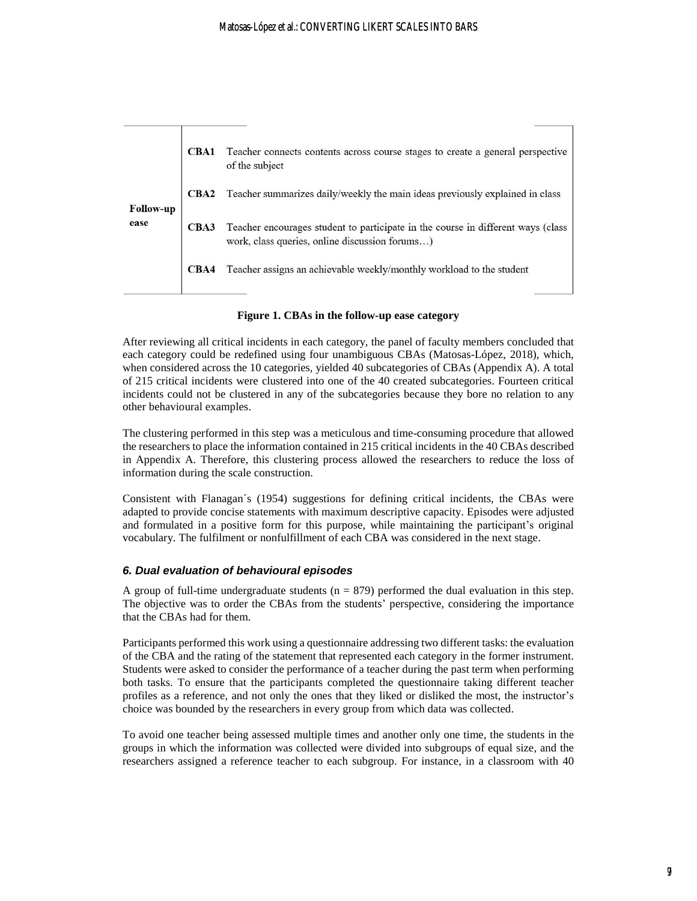| | | |
|---|---|---|
| **Follow-up ease** | **CBA1** | Teacher connects contents across course stages to create a general perspective of the subject |
| | **CBA2** | Teacher summarizes daily/weekly the main ideas previously explained in class |
| | **CBA3** | Teacher encourages student to participate in the course in different ways (class work, class queries, online discussion forums…) |
| | **CBA4** | Teacher assigns an achievable weekly/monthly workload to the student |

**Figure 1. CBAs in the follow-up ease category**

After reviewing all critical incidents in each category, the panel of faculty members concluded that each category could be redefined using four unambiguous CBAs (Matosas-López, 2018), which, when considered across the 10 categories, yielded 40 subcategories of CBAs (Appendix A). A total of 215 critical incidents were clustered into one of the 40 created subcategories. Fourteen critical incidents could not be clustered in any of the subcategories because they bore no relation to any other behavioural examples.

The clustering performed in this step was a meticulous and time-consuming procedure that allowed the researchers to place the information contained in 215 critical incidents in the 40 CBAs described in Appendix A. Therefore, this clustering process allowed the researchers to reduce the loss of information during the scale construction.

Consistent with Flanagan´s (1954) suggestions for defining critical incidents, the CBAs were adapted to provide concise statements with maximum descriptive capacity. Episodes were adjusted and formulated in a positive form for this purpose, while maintaining the participant's original vocabulary. The fulfilment or nonfulfillment of each CBA was considered in the next stage.

### *6. Dual evaluation of behavioural episodes*

A group of full-time undergraduate students (n = 879) performed the dual evaluation in this step. The objective was to order the CBAs from the students' perspective, considering the importance that the CBAs had for them.

Participants performed this work using a questionnaire addressing two different tasks: the evaluation of the CBA and the rating of the statement that represented each category in the former instrument. Students were asked to consider the performance of a teacher during the past term when performing both tasks. To ensure that the participants completed the questionnaire taking different teacher profiles as a reference, and not only the ones that they liked or disliked the most, the instructor's choice was bounded by the researchers in every group from which data was collected.

To avoid one teacher being assessed multiple times and another only one time, the students in the groups in which the information was collected were divided into subgroups of equal size, and the researchers assigned a reference teacher to each subgroup. For instance, in a classroom with 40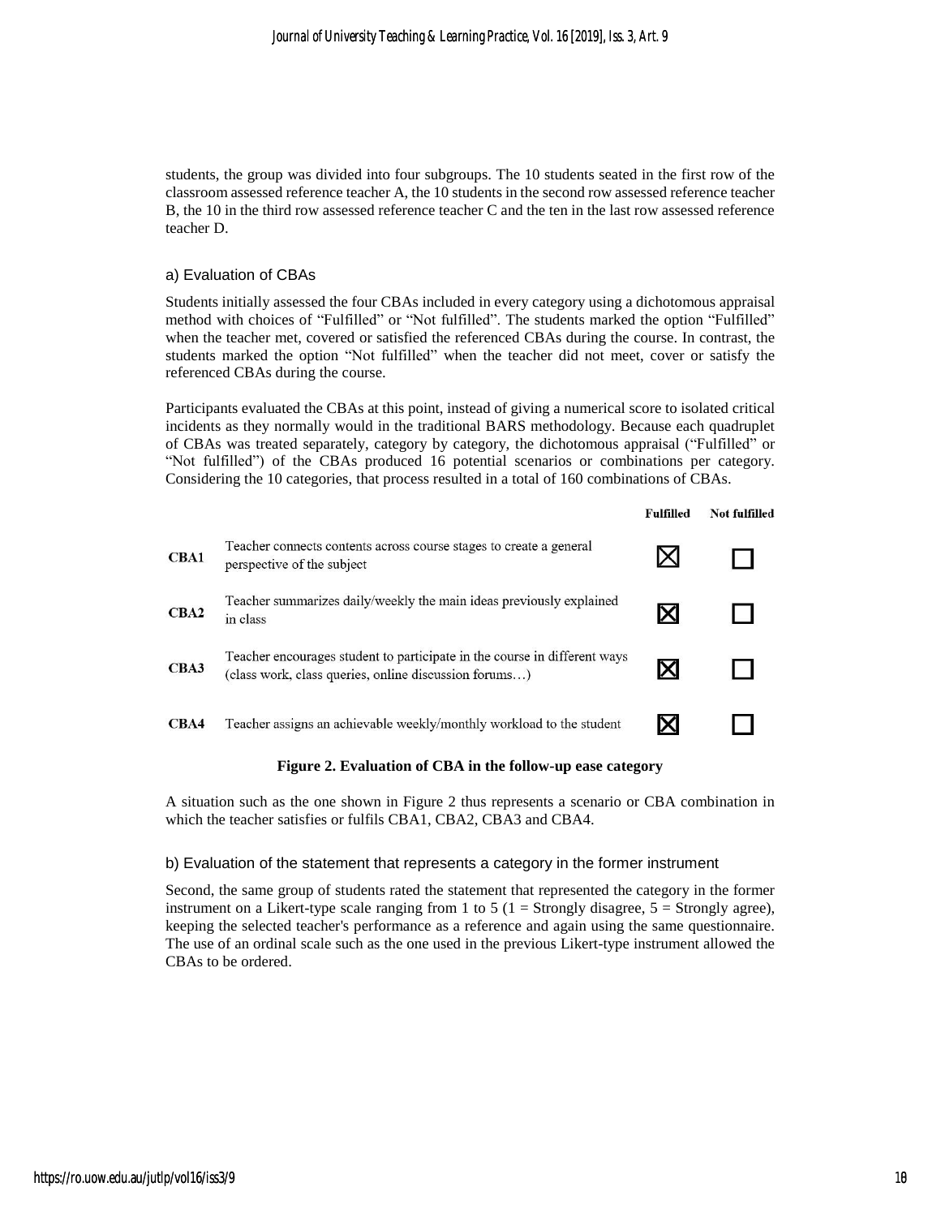students, the group was divided into four subgroups. The 10 students seated in the first row of the classroom assessed reference teacher A, the 10 students in the second row assessed reference teacher B, the 10 in the third row assessed reference teacher C and the ten in the last row assessed reference teacher D.

### a) Evaluation of CBAs

Students initially assessed the four CBAs included in every category using a dichotomous appraisal method with choices of "Fulfilled" or "Not fulfilled". The students marked the option "Fulfilled" when the teacher met, covered or satisfied the referenced CBAs during the course. In contrast, the students marked the option "Not fulfilled" when the teacher did not meet, cover or satisfy the referenced CBAs during the course.

Participants evaluated the CBAs at this point, instead of giving a numerical score to isolated critical incidents as they normally would in the traditional BARS methodology. Because each quadruplet of CBAs was treated separately, category by category, the dichotomous appraisal ("Fulfilled" or "Not fulfilled") of the CBAs produced 16 potential scenarios or combinations per category. Considering the 10 categories, that process resulted in a total of 160 combinations of CBAs.

| | | Fulfilled | Not fulfilled |
|---|---|---|---|
| **CBA1** | Teacher connects contents across course stages to create a general perspective of the subject | ☒ | ☐ |
| **CBA2** | Teacher summarizes daily/weekly the main ideas previously explained in class | ☒ | ☐ |
| **CBA3** | Teacher encourages student to participate in the course in different ways (class work, class queries, online discussion forums…) | ☒ | ☐ |
| **CBA4** | Teacher assigns an achievable weekly/monthly workload to the student | ☒ | ☐ |

**Figure 2. Evaluation of CBA in the follow-up ease category**

A situation such as the one shown in Figure 2 thus represents a scenario or CBA combination in which the teacher satisfies or fulfils CBA1, CBA2, CBA3 and CBA4.

### b) Evaluation of the statement that represents a category in the former instrument

Second, the same group of students rated the statement that represented the category in the former instrument on a Likert-type scale ranging from 1 to 5 (1 = Strongly disagree, 5 = Strongly agree), keeping the selected teacher's performance as a reference and again using the same questionnaire. The use of an ordinal scale such as the one used in the previous Likert-type instrument allowed the CBAs to be ordered.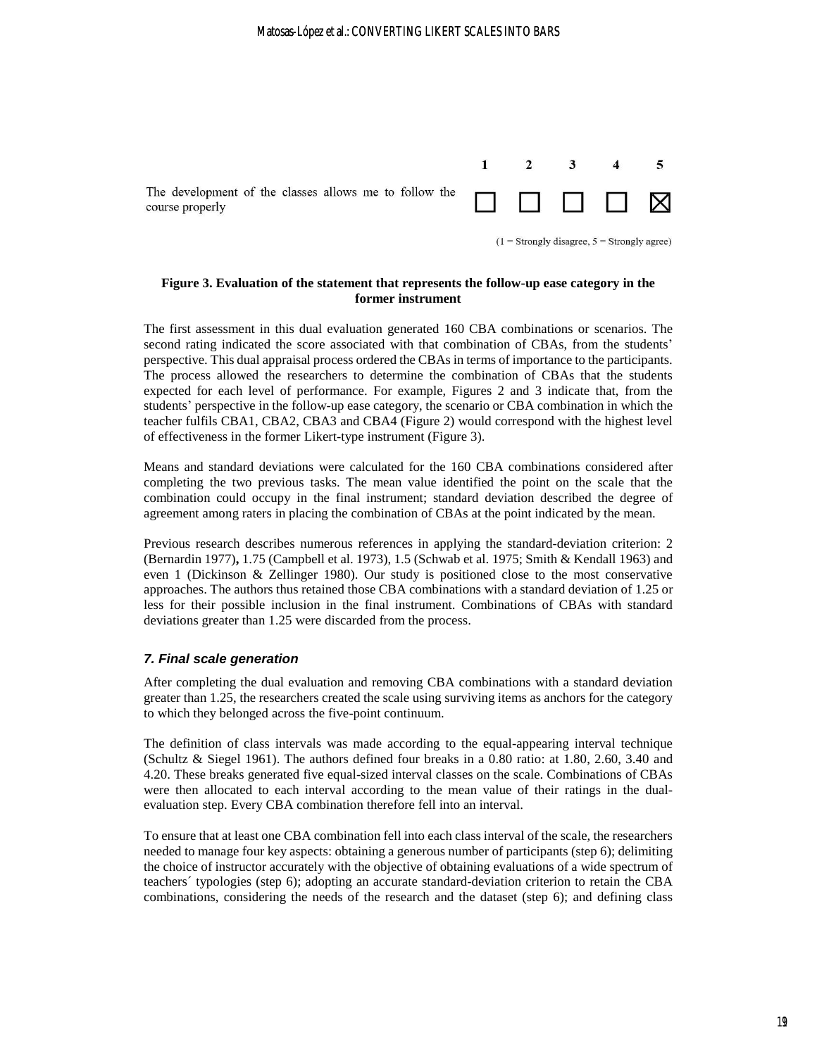| | 1 | 2 | 3 | 4 | 5 |
|---|---|---|---|---|---|
| The development of the classes allows me to follow the course properly | ☐ | ☐ | ☐ | ☐ | ☒ |

(1 = Strongly disagree, 5 = Strongly agree)

**Figure 3. Evaluation of the statement that represents the follow-up ease category in the former instrument**

The first assessment in this dual evaluation generated 160 CBA combinations or scenarios. The second rating indicated the score associated with that combination of CBAs, from the students' perspective. This dual appraisal process ordered the CBAs in terms of importance to the participants. The process allowed the researchers to determine the combination of CBAs that the students expected for each level of performance. For example, Figures 2 and 3 indicate that, from the students' perspective in the follow-up ease category, the scenario or CBA combination in which the teacher fulfils CBA1, CBA2, CBA3 and CBA4 (Figure 2) would correspond with the highest level of effectiveness in the former Likert-type instrument (Figure 3).

Means and standard deviations were calculated for the 160 CBA combinations considered after completing the two previous tasks. The mean value identified the point on the scale that the combination could occupy in the final instrument; standard deviation described the degree of agreement among raters in placing the combination of CBAs at the point indicated by the mean.

Previous research describes numerous references in applying the standard-deviation criterion: 2 (Bernardin 1977), 1.75 (Campbell et al. 1973), 1.5 (Schwab et al. 1975; Smith & Kendall 1963) and even 1 (Dickinson & Zellinger 1980). Our study is positioned close to the most conservative approaches. The authors thus retained those CBA combinations with a standard deviation of 1.25 or less for their possible inclusion in the final instrument. Combinations of CBAs with standard deviations greater than 1.25 were discarded from the process.

### *7. Final scale generation*

After completing the dual evaluation and removing CBA combinations with a standard deviation greater than 1.25, the researchers created the scale using surviving items as anchors for the category to which they belonged across the five-point continuum.

The definition of class intervals was made according to the equal-appearing interval technique (Schultz & Siegel 1961). The authors defined four breaks in a 0.80 ratio: at 1.80, 2.60, 3.40 and 4.20. These breaks generated five equal-sized interval classes on the scale. Combinations of CBAs were then allocated to each interval according to the mean value of their ratings in the dual-evaluation step. Every CBA combination therefore fell into an interval.

To ensure that at least one CBA combination fell into each class interval of the scale, the researchers needed to manage four key aspects: obtaining a generous number of participants (step 6); delimiting the choice of instructor accurately with the objective of obtaining evaluations of a wide spectrum of teachers´ typologies (step 6); adopting an accurate standard-deviation criterion to retain the CBA combinations, considering the needs of the research and the dataset (step 6); and defining class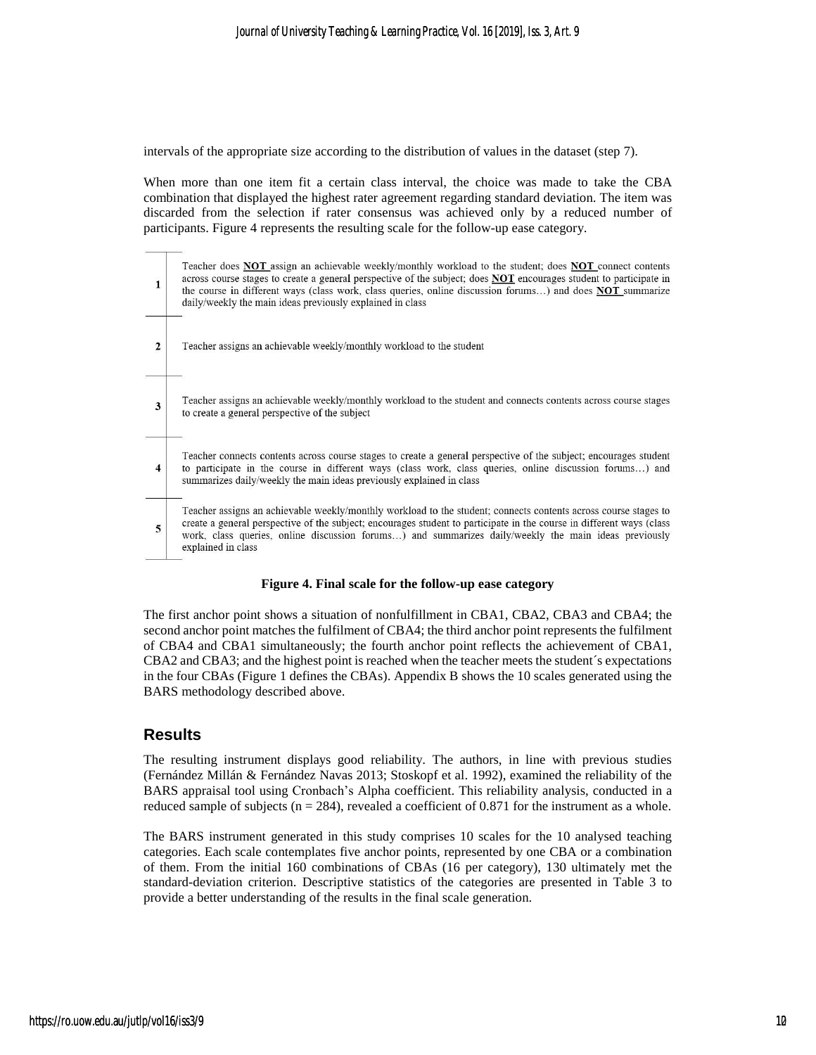intervals of the appropriate size according to the distribution of values in the dataset (step 7).

When more than one item fit a certain class interval, the choice was made to take the CBA combination that displayed the highest rater agreement regarding standard deviation. The item was discarded from the selection if rater consensus was achieved only by a reduced number of participants. Figure 4 represents the resulting scale for the follow-up ease category.

| | |
|---|---|
| 1 | Teacher does **NOT** assign an achievable weekly/monthly workload to the student; does **NOT** connect contents across course stages to create a general perspective of the subject; does **NOT** encourages student to participate in the course in different ways (class work, class queries, online discussion forums…) and does **NOT** summarize daily/weekly the main ideas previously explained in class |
| 2 | Teacher assigns an achievable weekly/monthly workload to the student |
| 3 | Teacher assigns an achievable weekly/monthly workload to the student and connects contents across course stages to create a general perspective of the subject |
| 4 | Teacher connects contents across course stages to create a general perspective of the subject; encourages student to participate in the course in different ways (class work, class queries, online discussion forums…) and summarizes daily/weekly the main ideas previously explained in class |
| 5 | Teacher assigns an achievable weekly/monthly workload to the student; connects contents across course stages to create a general perspective of the subject; encourages student to participate in the course in different ways (class work, class queries, online discussion forums…) and summarizes daily/weekly the main ideas previously explained in class |

**Figure 4. Final scale for the follow-up ease category**

The first anchor point shows a situation of nonfulfillment in CBA1, CBA2, CBA3 and CBA4; the second anchor point matches the fulfilment of CBA4; the third anchor point represents the fulfilment of CBA4 and CBA1 simultaneously; the fourth anchor point reflects the achievement of CBA1, CBA2 and CBA3; and the highest point is reached when the teacher meets the student´s expectations in the four CBAs (Figure 1 defines the CBAs). Appendix B shows the 10 scales generated using the BARS methodology described above.

## Results

The resulting instrument displays good reliability. The authors, in line with previous studies (Fernández Millán & Fernández Navas 2013; Stoskopf et al. 1992), examined the reliability of the BARS appraisal tool using Cronbach's Alpha coefficient. This reliability analysis, conducted in a reduced sample of subjects (n = 284), revealed a coefficient of 0.871 for the instrument as a whole.

The BARS instrument generated in this study comprises 10 scales for the 10 analysed teaching categories. Each scale contemplates five anchor points, represented by one CBA or a combination of them. From the initial 160 combinations of CBAs (16 per category), 130 ultimately met the standard-deviation criterion. Descriptive statistics of the categories are presented in Table 3 to provide a better understanding of the results in the final scale generation.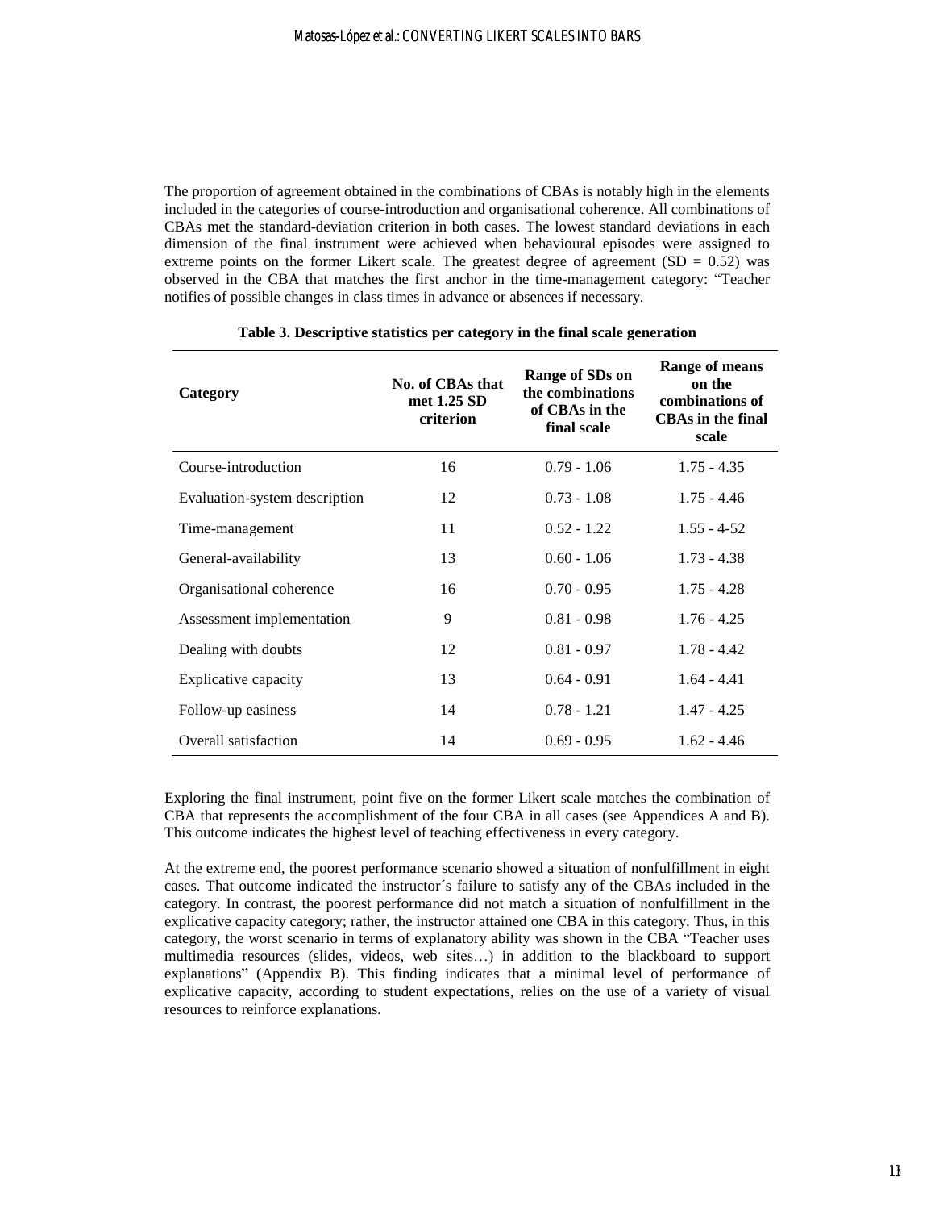The proportion of agreement obtained in the combinations of CBAs is notably high in the elements included in the categories of course-introduction and organisational coherence. All combinations of CBAs met the standard-deviation criterion in both cases. The lowest standard deviations in each dimension of the final instrument were achieved when behavioural episodes were assigned to extreme points on the former Likert scale. The greatest degree of agreement (SD = 0.52) was observed in the CBA that matches the first anchor in the time-management category: "Teacher notifies of possible changes in class times in advance or absences if necessary.

**Table 3. Descriptive statistics per category in the final scale generation**

| Category | No. of CBAs that met 1.25 SD criterion | Range of SDs on the combinations of CBAs in the final scale | Range of means on the combinations of CBAs in the final scale |
|---|---|---|---|
| Course-introduction | 16 | 0.79 - 1.06 | 1.75 - 4.35 |
| Evaluation-system description | 12 | 0.73 - 1.08 | 1.75 - 4.46 |
| Time-management | 11 | 0.52 - 1.22 | 1.55 - 4-52 |
| General-availability | 13 | 0.60 - 1.06 | 1.73 - 4.38 |
| Organisational coherence | 16 | 0.70 - 0.95 | 1.75 - 4.28 |
| Assessment implementation | 9 | 0.81 - 0.98 | 1.76 - 4.25 |
| Dealing with doubts | 12 | 0.81 - 0.97 | 1.78 - 4.42 |
| Explicative capacity | 13 | 0.64 - 0.91 | 1.64 - 4.41 |
| Follow-up easiness | 14 | 0.78 - 1.21 | 1.47 - 4.25 |
| Overall satisfaction | 14 | 0.69 - 0.95 | 1.62 - 4.46 |

Exploring the final instrument, point five on the former Likert scale matches the combination of CBA that represents the accomplishment of the four CBA in all cases (see Appendices A and B). This outcome indicates the highest level of teaching effectiveness in every category.

At the extreme end, the poorest performance scenario showed a situation of nonfulfillment in eight cases. That outcome indicated the instructor´s failure to satisfy any of the CBAs included in the category. In contrast, the poorest performance did not match a situation of nonfulfillment in the explicative capacity category; rather, the instructor attained one CBA in this category. Thus, in this category, the worst scenario in terms of explanatory ability was shown in the CBA "Teacher uses multimedia resources (slides, videos, web sites…) in addition to the blackboard to support explanations" (Appendix B). This finding indicates that a minimal level of performance of explicative capacity, according to student expectations, relies on the use of a variety of visual resources to reinforce explanations.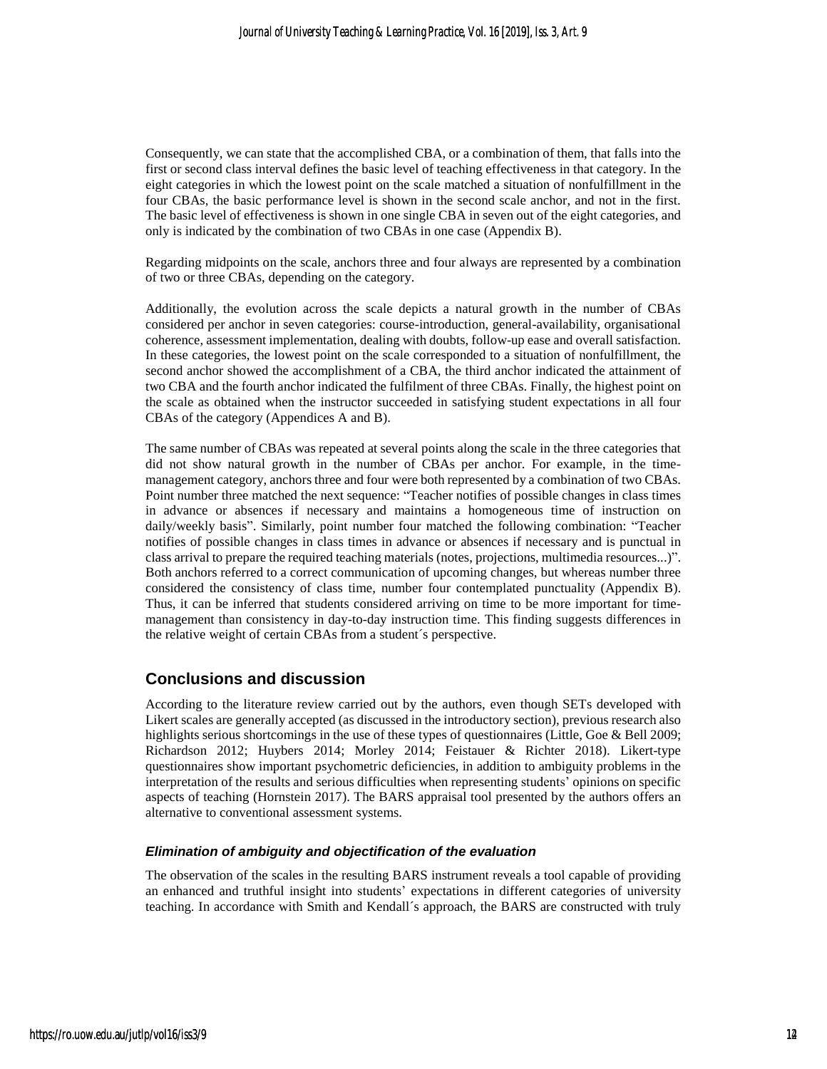Consequently, we can state that the accomplished CBA, or a combination of them, that falls into the first or second class interval defines the basic level of teaching effectiveness in that category. In the eight categories in which the lowest point on the scale matched a situation of nonfulfillment in the four CBAs, the basic performance level is shown in the second scale anchor, and not in the first. The basic level of effectiveness is shown in one single CBA in seven out of the eight categories, and only is indicated by the combination of two CBAs in one case (Appendix B).

Regarding midpoints on the scale, anchors three and four always are represented by a combination of two or three CBAs, depending on the category.

Additionally, the evolution across the scale depicts a natural growth in the number of CBAs considered per anchor in seven categories: course-introduction, general-availability, organisational coherence, assessment implementation, dealing with doubts, follow-up ease and overall satisfaction. In these categories, the lowest point on the scale corresponded to a situation of nonfulfillment, the second anchor showed the accomplishment of a CBA, the third anchor indicated the attainment of two CBA and the fourth anchor indicated the fulfilment of three CBAs. Finally, the highest point on the scale as obtained when the instructor succeeded in satisfying student expectations in all four CBAs of the category (Appendices A and B).

The same number of CBAs was repeated at several points along the scale in the three categories that did not show natural growth in the number of CBAs per anchor. For example, in the time-management category, anchors three and four were both represented by a combination of two CBAs. Point number three matched the next sequence: "Teacher notifies of possible changes in class times in advance or absences if necessary and maintains a homogeneous time of instruction on daily/weekly basis". Similarly, point number four matched the following combination: "Teacher notifies of possible changes in class times in advance or absences if necessary and is punctual in class arrival to prepare the required teaching materials (notes, projections, multimedia resources...)". Both anchors referred to a correct communication of upcoming changes, but whereas number three considered the consistency of class time, number four contemplated punctuality (Appendix B). Thus, it can be inferred that students considered arriving on time to be more important for time-management than consistency in day-to-day instruction time. This finding suggests differences in the relative weight of certain CBAs from a student´s perspective.

## Conclusions and discussion

According to the literature review carried out by the authors, even though SETs developed with Likert scales are generally accepted (as discussed in the introductory section), previous research also highlights serious shortcomings in the use of these types of questionnaires (Little, Goe & Bell 2009; Richardson 2012; Huybers 2014; Morley 2014; Feistauer & Richter 2018). Likert-type questionnaires show important psychometric deficiencies, in addition to ambiguity problems in the interpretation of the results and serious difficulties when representing students' opinions on specific aspects of teaching (Hornstein 2017). The BARS appraisal tool presented by the authors offers an alternative to conventional assessment systems.

### *Elimination of ambiguity and objectification of the evaluation*

The observation of the scales in the resulting BARS instrument reveals a tool capable of providing an enhanced and truthful insight into students' expectations in different categories of university teaching. In accordance with Smith and Kendall´s approach, the BARS are constructed with truly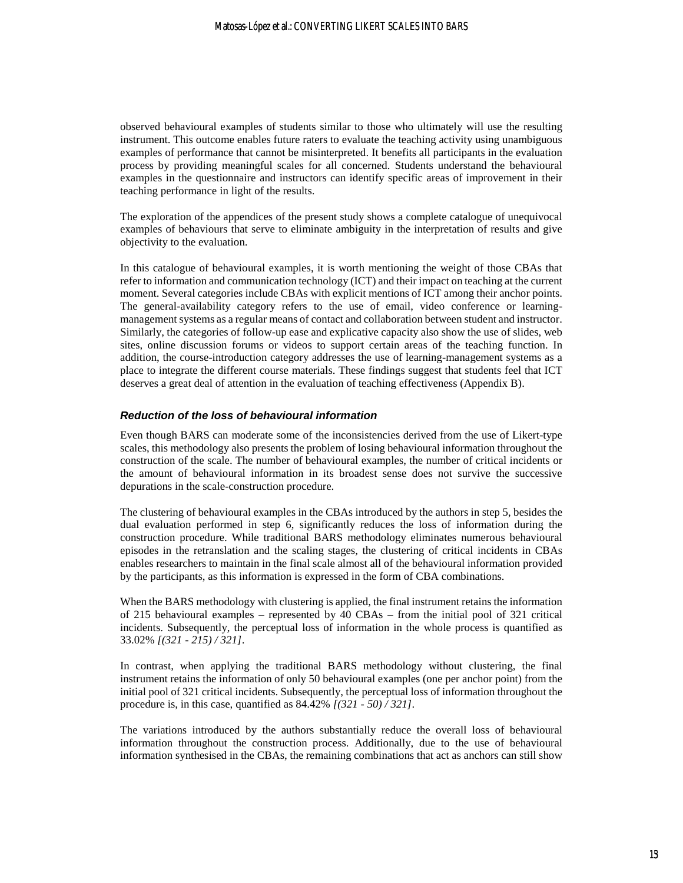observed behavioural examples of students similar to those who ultimately will use the resulting instrument. This outcome enables future raters to evaluate the teaching activity using unambiguous examples of performance that cannot be misinterpreted. It benefits all participants in the evaluation process by providing meaningful scales for all concerned. Students understand the behavioural examples in the questionnaire and instructors can identify specific areas of improvement in their teaching performance in light of the results.

The exploration of the appendices of the present study shows a complete catalogue of unequivocal examples of behaviours that serve to eliminate ambiguity in the interpretation of results and give objectivity to the evaluation.

In this catalogue of behavioural examples, it is worth mentioning the weight of those CBAs that refer to information and communication technology (ICT) and their impact on teaching at the current moment. Several categories include CBAs with explicit mentions of ICT among their anchor points. The general-availability category refers to the use of email, video conference or learning-management systems as a regular means of contact and collaboration between student and instructor. Similarly, the categories of follow-up ease and explicative capacity also show the use of slides, web sites, online discussion forums or videos to support certain areas of the teaching function. In addition, the course-introduction category addresses the use of learning-management systems as a place to integrate the different course materials. These findings suggest that students feel that ICT deserves a great deal of attention in the evaluation of teaching effectiveness (Appendix B).

### *Reduction of the loss of behavioural information*

Even though BARS can moderate some of the inconsistencies derived from the use of Likert-type scales, this methodology also presents the problem of losing behavioural information throughout the construction of the scale. The number of behavioural examples, the number of critical incidents or the amount of behavioural information in its broadest sense does not survive the successive depurations in the scale-construction procedure.

The clustering of behavioural examples in the CBAs introduced by the authors in step 5, besides the dual evaluation performed in step 6, significantly reduces the loss of information during the construction procedure. While traditional BARS methodology eliminates numerous behavioural episodes in the retranslation and the scaling stages, the clustering of critical incidents in CBAs enables researchers to maintain in the final scale almost all of the behavioural information provided by the participants, as this information is expressed in the form of CBA combinations.

When the BARS methodology with clustering is applied, the final instrument retains the information of 215 behavioural examples – represented by 40 CBAs – from the initial pool of 321 critical incidents. Subsequently, the perceptual loss of information in the whole process is quantified as 33.02% *[(321 - 215) / 321]*.

In contrast, when applying the traditional BARS methodology without clustering, the final instrument retains the information of only 50 behavioural examples (one per anchor point) from the initial pool of 321 critical incidents. Subsequently, the perceptual loss of information throughout the procedure is, in this case, quantified as 84.42% *[(321 - 50) / 321]*.

The variations introduced by the authors substantially reduce the overall loss of behavioural information throughout the construction process. Additionally, due to the use of behavioural information synthesised in the CBAs, the remaining combinations that act as anchors can still show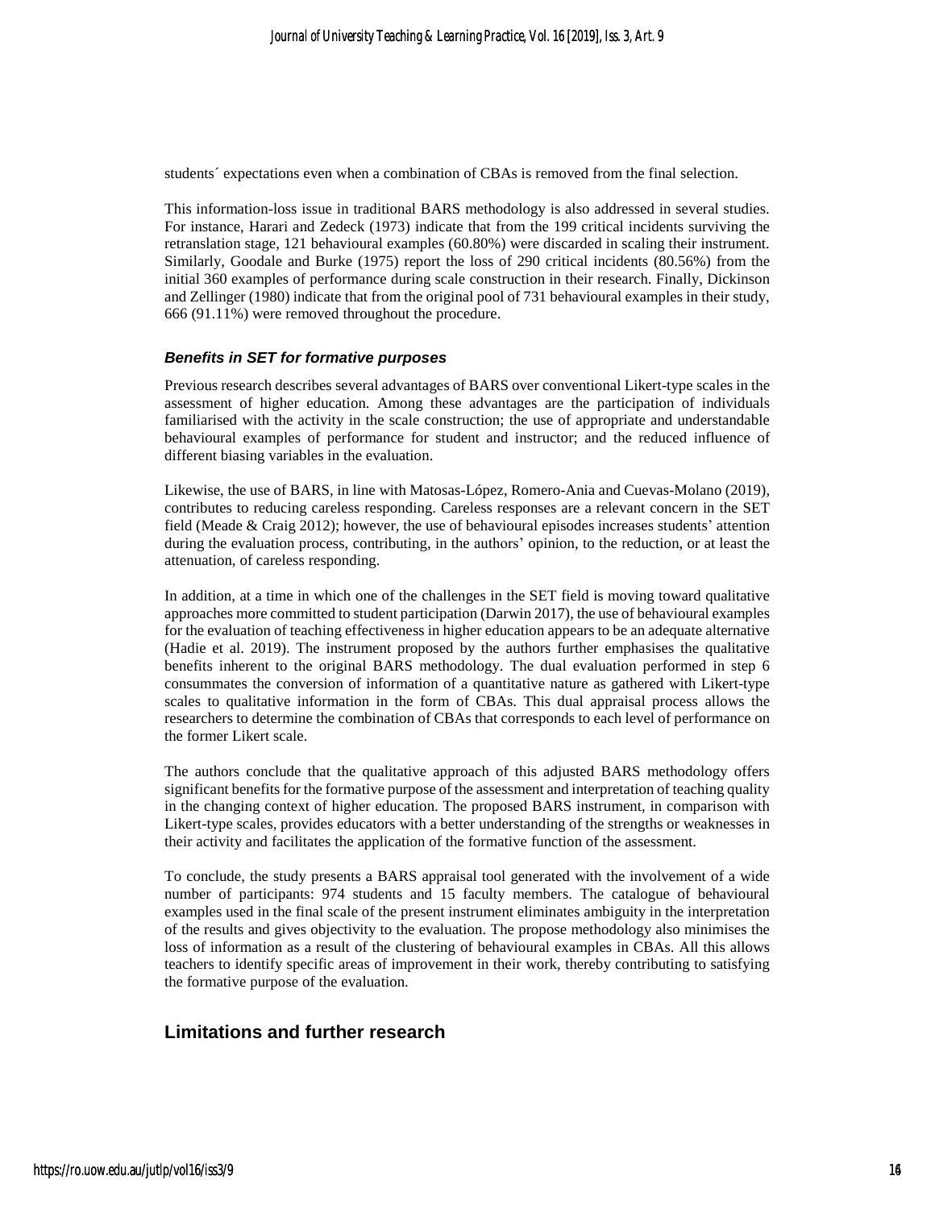students´ expectations even when a combination of CBAs is removed from the final selection.

This information-loss issue in traditional BARS methodology is also addressed in several studies. For instance, Harari and Zedeck (1973) indicate that from the 199 critical incidents surviving the retranslation stage, 121 behavioural examples (60.80%) were discarded in scaling their instrument. Similarly, Goodale and Burke (1975) report the loss of 290 critical incidents (80.56%) from the initial 360 examples of performance during scale construction in their research. Finally, Dickinson and Zellinger (1980) indicate that from the original pool of 731 behavioural examples in their study, 666 (91.11%) were removed throughout the procedure.

### *Benefits in SET for formative purposes*

Previous research describes several advantages of BARS over conventional Likert-type scales in the assessment of higher education. Among these advantages are the participation of individuals familiarised with the activity in the scale construction; the use of appropriate and understandable behavioural examples of performance for student and instructor; and the reduced influence of different biasing variables in the evaluation.

Likewise, the use of BARS, in line with Matosas-López, Romero-Ania and Cuevas-Molano (2019), contributes to reducing careless responding. Careless responses are a relevant concern in the SET field (Meade & Craig 2012); however, the use of behavioural episodes increases students' attention during the evaluation process, contributing, in the authors' opinion, to the reduction, or at least the attenuation, of careless responding.

In addition, at a time in which one of the challenges in the SET field is moving toward qualitative approaches more committed to student participation (Darwin 2017), the use of behavioural examples for the evaluation of teaching effectiveness in higher education appears to be an adequate alternative (Hadie et al. 2019). The instrument proposed by the authors further emphasises the qualitative benefits inherent to the original BARS methodology. The dual evaluation performed in step 6 consummates the conversion of information of a quantitative nature as gathered with Likert-type scales to qualitative information in the form of CBAs. This dual appraisal process allows the researchers to determine the combination of CBAs that corresponds to each level of performance on the former Likert scale.

The authors conclude that the qualitative approach of this adjusted BARS methodology offers significant benefits for the formative purpose of the assessment and interpretation of teaching quality in the changing context of higher education. The proposed BARS instrument, in comparison with Likert-type scales, provides educators with a better understanding of the strengths or weaknesses in their activity and facilitates the application of the formative function of the assessment.

To conclude, the study presents a BARS appraisal tool generated with the involvement of a wide number of participants: 974 students and 15 faculty members. The catalogue of behavioural examples used in the final scale of the present instrument eliminates ambiguity in the interpretation of the results and gives objectivity to the evaluation. The propose methodology also minimises the loss of information as a result of the clustering of behavioural examples in CBAs. All this allows teachers to identify specific areas of improvement in their work, thereby contributing to satisfying the formative purpose of the evaluation.

## Limitations and further research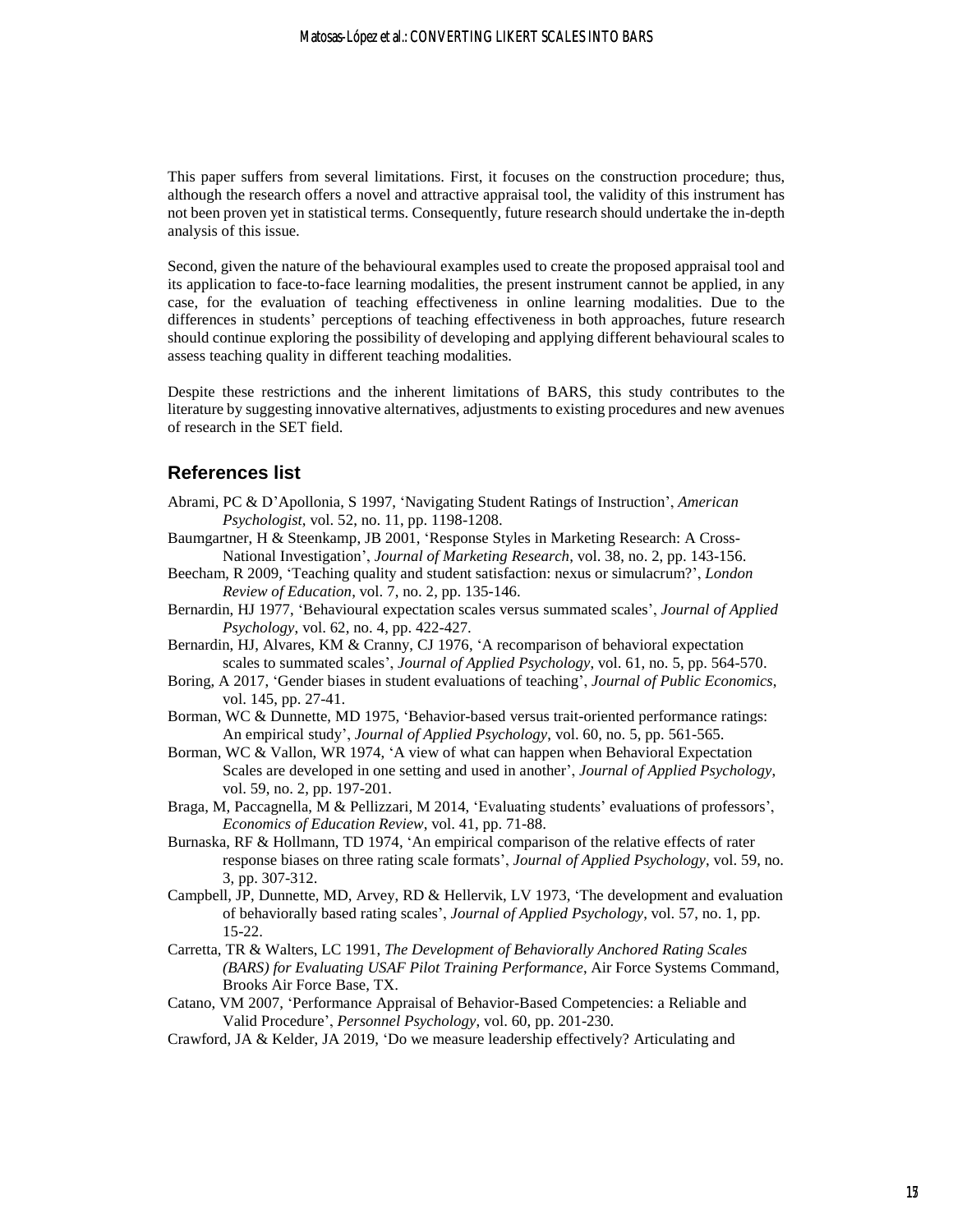This paper suffers from several limitations. First, it focuses on the construction procedure; thus, although the research offers a novel and attractive appraisal tool, the validity of this instrument has not been proven yet in statistical terms. Consequently, future research should undertake the in-depth analysis of this issue.

Second, given the nature of the behavioural examples used to create the proposed appraisal tool and its application to face-to-face learning modalities, the present instrument cannot be applied, in any case, for the evaluation of teaching effectiveness in online learning modalities. Due to the differences in students' perceptions of teaching effectiveness in both approaches, future research should continue exploring the possibility of developing and applying different behavioural scales to assess teaching quality in different teaching modalities.

Despite these restrictions and the inherent limitations of BARS, this study contributes to the literature by suggesting innovative alternatives, adjustments to existing procedures and new avenues of research in the SET field.

## References list

Abrami, PC & D'Apollonia, S 1997, 'Navigating Student Ratings of Instruction', *American Psychologist*, vol. 52, no. 11, pp. 1198-1208.

Baumgartner, H & Steenkamp, JB 2001, 'Response Styles in Marketing Research: A Cross-National Investigation', *Journal of Marketing Research*, vol. 38, no. 2, pp. 143-156.

Beecham, R 2009, 'Teaching quality and student satisfaction: nexus or simulacrum?', *London Review of Education*, vol. 7, no. 2, pp. 135-146.

Bernardin, HJ 1977, 'Behavioural expectation scales versus summated scales', *Journal of Applied Psychology*, vol. 62, no. 4, pp. 422-427.

Bernardin, HJ, Alvares, KM & Cranny, CJ 1976, 'A recomparison of behavioral expectation scales to summated scales', *Journal of Applied Psychology*, vol. 61, no. 5, pp. 564-570.

Boring, A 2017, 'Gender biases in student evaluations of teaching', *Journal of Public Economics*, vol. 145, pp. 27-41.

Borman, WC & Dunnette, MD 1975, 'Behavior-based versus trait-oriented performance ratings: An empirical study', *Journal of Applied Psychology*, vol. 60, no. 5, pp. 561-565.

Borman, WC & Vallon, WR 1974, 'A view of what can happen when Behavioral Expectation Scales are developed in one setting and used in another', *Journal of Applied Psychology*, vol. 59, no. 2, pp. 197-201.

Braga, M, Paccagnella, M & Pellizzari, M 2014, 'Evaluating students' evaluations of professors', *Economics of Education Review*, vol. 41, pp. 71-88.

Burnaska, RF & Hollmann, TD 1974, 'An empirical comparison of the relative effects of rater response biases on three rating scale formats', *Journal of Applied Psychology*, vol. 59, no. 3, pp. 307-312.

Campbell, JP, Dunnette, MD, Arvey, RD & Hellervik, LV 1973, 'The development and evaluation of behaviorally based rating scales', *Journal of Applied Psychology*, vol. 57, no. 1, pp. 15-22.

Carretta, TR & Walters, LC 1991, *The Development of Behaviorally Anchored Rating Scales (BARS) for Evaluating USAF Pilot Training Performance*, Air Force Systems Command, Brooks Air Force Base, TX.

Catano, VM 2007, 'Performance Appraisal of Behavior-Based Competencies: a Reliable and Valid Procedure', *Personnel Psychology*, vol. 60, pp. 201-230.

Crawford, JA & Kelder, JA 2019, 'Do we measure leadership effectively? Articulating and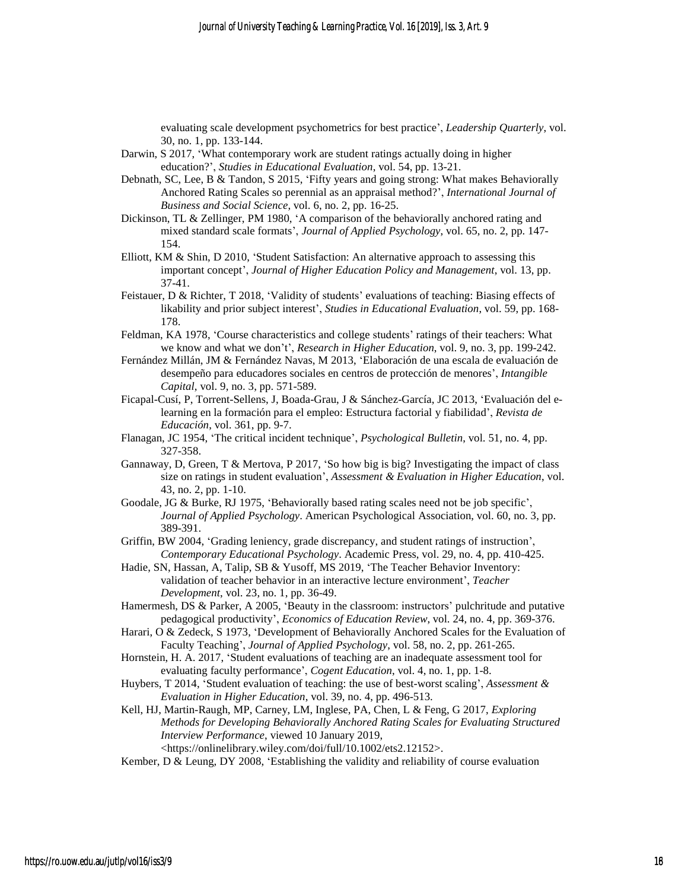evaluating scale development psychometrics for best practice', *Leadership Quarterly*, vol. 30, no. 1, pp. 133-144.

Darwin, S 2017, 'What contemporary work are student ratings actually doing in higher education?', *Studies in Educational Evaluation*, vol. 54, pp. 13-21.

Debnath, SC, Lee, B & Tandon, S 2015, 'Fifty years and going strong: What makes Behaviorally Anchored Rating Scales so perennial as an appraisal method?', *International Journal of Business and Social Science*, vol. 6, no. 2, pp. 16-25.

Dickinson, TL & Zellinger, PM 1980, 'A comparison of the behaviorally anchored rating and mixed standard scale formats', *Journal of Applied Psychology*, vol. 65, no. 2, pp. 147-154.

Elliott, KM & Shin, D 2010, 'Student Satisfaction: An alternative approach to assessing this important concept', *Journal of Higher Education Policy and Management*, vol. 13, pp. 37-41.

Feistauer, D & Richter, T 2018, 'Validity of students' evaluations of teaching: Biasing effects of likability and prior subject interest', *Studies in Educational Evaluation*, vol. 59, pp. 168-178.

Feldman, KA 1978, 'Course characteristics and college students' ratings of their teachers: What we know and what we don't', *Research in Higher Education*, vol. 9, no. 3, pp. 199-242.

Fernández Millán, JM & Fernández Navas, M 2013, 'Elaboración de una escala de evaluación de desempeño para educadores sociales en centros de protección de menores', *Intangible Capital*, vol. 9, no. 3, pp. 571-589.

Ficapal-Cusí, P, Torrent-Sellens, J, Boada-Grau, J & Sánchez-García, JC 2013, 'Evaluación del e-learning en la formación para el empleo: Estructura factorial y fiabilidad', *Revista de Educación*, vol. 361, pp. 9-7.

Flanagan, JC 1954, 'The critical incident technique', *Psychological Bulletin*, vol. 51, no. 4, pp. 327-358.

Gannaway, D, Green, T & Mertova, P 2017, 'So how big is big? Investigating the impact of class size on ratings in student evaluation', *Assessment & Evaluation in Higher Education*, vol. 43, no. 2, pp. 1-10.

Goodale, JG & Burke, RJ 1975, 'Behaviorally based rating scales need not be job specific', *Journal of Applied Psychology*. American Psychological Association, vol. 60, no. 3, pp. 389-391.

Griffin, BW 2004, 'Grading leniency, grade discrepancy, and student ratings of instruction', *Contemporary Educational Psychology*. Academic Press, vol. 29, no. 4, pp. 410-425.

Hadie, SN, Hassan, A, Talip, SB & Yusoff, MS 2019, 'The Teacher Behavior Inventory: validation of teacher behavior in an interactive lecture environment', *Teacher Development*, vol. 23, no. 1, pp. 36-49.

Hamermesh, DS & Parker, A 2005, 'Beauty in the classroom: instructors' pulchritude and putative pedagogical productivity', *Economics of Education Review*, vol. 24, no. 4, pp. 369-376.

Harari, O & Zedeck, S 1973, 'Development of Behaviorally Anchored Scales for the Evaluation of Faculty Teaching', *Journal of Applied Psychology*, vol. 58, no. 2, pp. 261-265.

Hornstein, H. A. 2017, 'Student evaluations of teaching are an inadequate assessment tool for evaluating faculty performance', *Cogent Education*, vol. 4, no. 1, pp. 1-8.

Huybers, T 2014, 'Student evaluation of teaching: the use of best-worst scaling', *Assessment & Evaluation in Higher Education*, vol. 39, no. 4, pp. 496-513.

Kell, HJ, Martin-Raugh, MP, Carney, LM, Inglese, PA, Chen, L & Feng, G 2017, *Exploring Methods for Developing Behaviorally Anchored Rating Scales for Evaluating Structured Interview Performance*, viewed 10 January 2019, <https://onlinelibrary.wiley.com/doi/full/10.1002/ets2.12152>.

Kember, D & Leung, DY 2008, 'Establishing the validity and reliability of course evaluation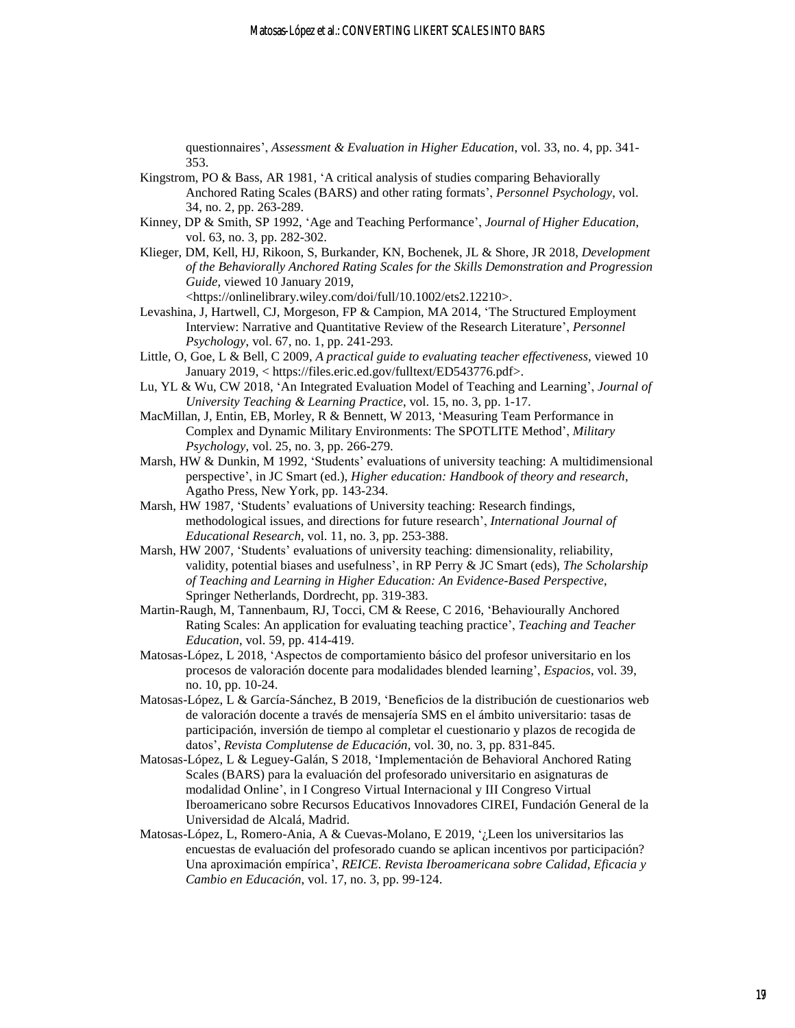questionnaires', *Assessment & Evaluation in Higher Education*, vol. 33, no. 4, pp. 341-353.

Kingstrom, PO & Bass, AR 1981, 'A critical analysis of studies comparing Behaviorally Anchored Rating Scales (BARS) and other rating formats', *Personnel Psychology*, vol. 34, no. 2, pp. 263-289.

Kinney, DP & Smith, SP 1992, 'Age and Teaching Performance', *Journal of Higher Education*, vol. 63, no. 3, pp. 282-302.

Klieger, DM, Kell, HJ, Rikoon, S, Burkander, KN, Bochenek, JL & Shore, JR 2018, *Development of the Behaviorally Anchored Rating Scales for the Skills Demonstration and Progression Guide*, viewed 10 January 2019, <https://onlinelibrary.wiley.com/doi/full/10.1002/ets2.12210>.

Levashina, J, Hartwell, CJ, Morgeson, FP & Campion, MA 2014, 'The Structured Employment Interview: Narrative and Quantitative Review of the Research Literature', *Personnel Psychology*, vol. 67, no. 1, pp. 241-293.

Little, O, Goe, L & Bell, C 2009, *A practical guide to evaluating teacher effectiveness*, viewed 10 January 2019, < https://files.eric.ed.gov/fulltext/ED543776.pdf>.

Lu, YL & Wu, CW 2018, 'An Integrated Evaluation Model of Teaching and Learning', *Journal of University Teaching & Learning Practice*, vol. 15, no. 3, pp. 1-17.

MacMillan, J, Entin, EB, Morley, R & Bennett, W 2013, 'Measuring Team Performance in Complex and Dynamic Military Environments: The SPOTLITE Method', *Military Psychology*, vol. 25, no. 3, pp. 266-279.

Marsh, HW & Dunkin, M 1992, 'Students' evaluations of university teaching: A multidimensional perspective', in JC Smart (ed.), *Higher education: Handbook of theory and research*, Agatho Press, New York, pp. 143-234.

Marsh, HW 1987, 'Students' evaluations of University teaching: Research findings, methodological issues, and directions for future research', *International Journal of Educational Research*, vol. 11, no. 3, pp. 253-388.

Marsh, HW 2007, 'Students' evaluations of university teaching: dimensionality, reliability, validity, potential biases and usefulness', in RP Perry & JC Smart (eds), *The Scholarship of Teaching and Learning in Higher Education: An Evidence-Based Perspective*, Springer Netherlands, Dordrecht, pp. 319-383.

Martin-Raugh, M, Tannenbaum, RJ, Tocci, CM & Reese, C 2016, 'Behaviourally Anchored Rating Scales: An application for evaluating teaching practice', *Teaching and Teacher Education*, vol. 59, pp. 414-419.

Matosas-López, L 2018, 'Aspectos de comportamiento básico del profesor universitario en los procesos de valoración docente para modalidades blended learning', *Espacios*, vol. 39, no. 10, pp. 10-24.

Matosas-López, L & García-Sánchez, B 2019, 'Beneficios de la distribución de cuestionarios web de valoración docente a través de mensajería SMS en el ámbito universitario: tasas de participación, inversión de tiempo al completar el cuestionario y plazos de recogida de datos', *Revista Complutense de Educación*, vol. 30, no. 3, pp. 831-845.

Matosas-López, L & Leguey-Galán, S 2018, 'Implementación de Behavioral Anchored Rating Scales (BARS) para la evaluación del profesorado universitario en asignaturas de modalidad Online', in I Congreso Virtual Internacional y III Congreso Virtual Iberoamericano sobre Recursos Educativos Innovadores CIREI, Fundación General de la Universidad de Alcalá, Madrid.

Matosas-López, L, Romero-Ania, A & Cuevas-Molano, E 2019, '¿Leen los universitarios las encuestas de evaluación del profesorado cuando se aplican incentivos por participación? Una aproximación empírica', *REICE. Revista Iberoamericana sobre Calidad, Eficacia y Cambio en Educación*, vol. 17, no. 3, pp. 99-124.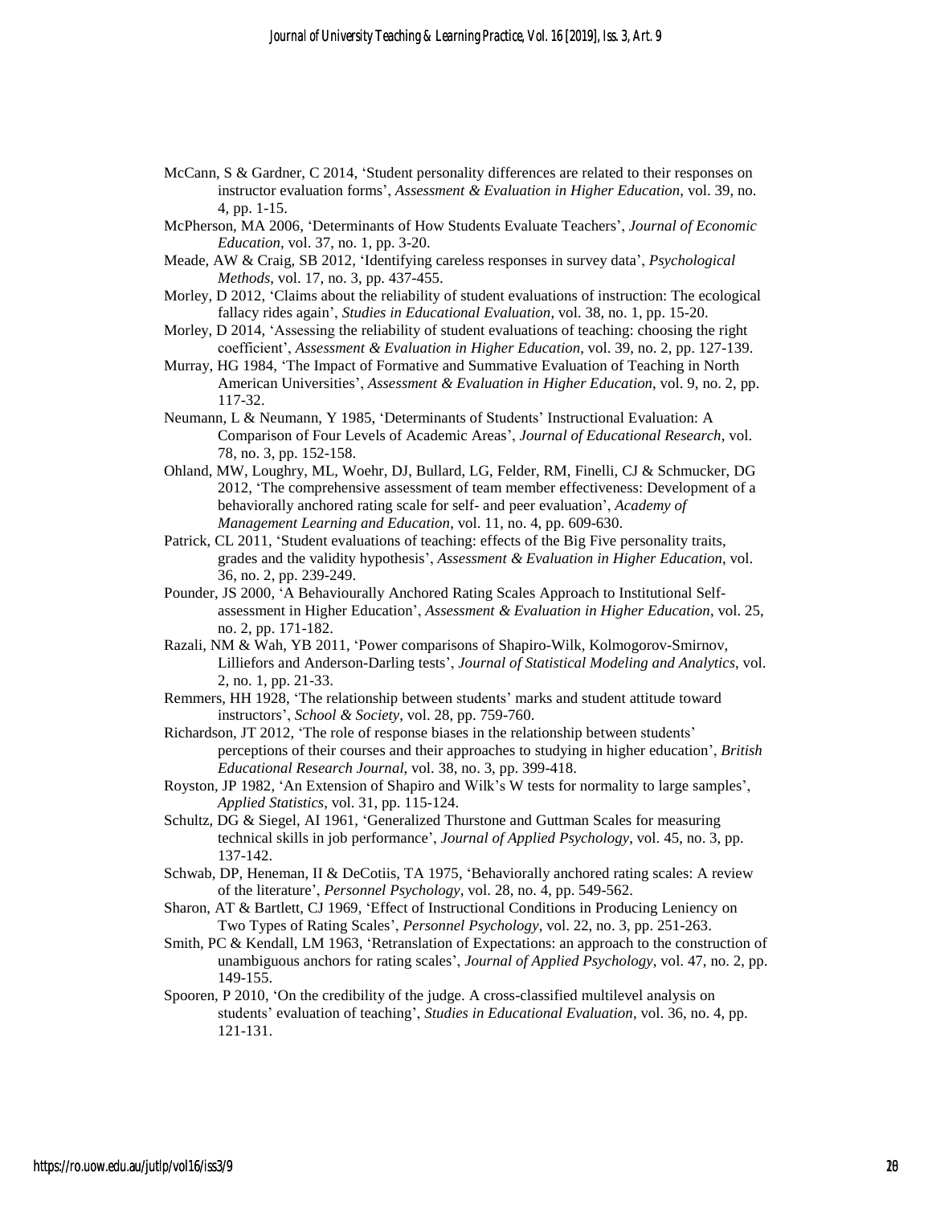McCann, S & Gardner, C 2014, 'Student personality differences are related to their responses on instructor evaluation forms', *Assessment & Evaluation in Higher Education*, vol. 39, no. 4, pp. 1-15.

McPherson, MA 2006, 'Determinants of How Students Evaluate Teachers', *Journal of Economic Education*, vol. 37, no. 1, pp. 3-20.

Meade, AW & Craig, SB 2012, 'Identifying careless responses in survey data', *Psychological Methods*, vol. 17, no. 3, pp. 437-455.

Morley, D 2012, 'Claims about the reliability of student evaluations of instruction: The ecological fallacy rides again', *Studies in Educational Evaluation*, vol. 38, no. 1, pp. 15-20.

Morley, D 2014, 'Assessing the reliability of student evaluations of teaching: choosing the right coefficient', *Assessment & Evaluation in Higher Education*, vol. 39, no. 2, pp. 127-139.

Murray, HG 1984, 'The Impact of Formative and Summative Evaluation of Teaching in North American Universities', *Assessment & Evaluation in Higher Education*, vol. 9, no. 2, pp. 117-32.

Neumann, L & Neumann, Y 1985, 'Determinants of Students' Instructional Evaluation: A Comparison of Four Levels of Academic Areas', *Journal of Educational Research*, vol. 78, no. 3, pp. 152-158.

Ohland, MW, Loughry, ML, Woehr, DJ, Bullard, LG, Felder, RM, Finelli, CJ & Schmucker, DG 2012, 'The comprehensive assessment of team member effectiveness: Development of a behaviorally anchored rating scale for self- and peer evaluation', *Academy of Management Learning and Education*, vol. 11, no. 4, pp. 609-630.

Patrick, CL 2011, 'Student evaluations of teaching: effects of the Big Five personality traits, grades and the validity hypothesis', *Assessment & Evaluation in Higher Education*, vol. 36, no. 2, pp. 239-249.

Pounder, JS 2000, 'A Behaviourally Anchored Rating Scales Approach to Institutional Self-assessment in Higher Education', *Assessment & Evaluation in Higher Education*, vol. 25, no. 2, pp. 171-182.

Razali, NM & Wah, YB 2011, 'Power comparisons of Shapiro-Wilk, Kolmogorov-Smirnov, Lilliefors and Anderson-Darling tests', *Journal of Statistical Modeling and Analytics*, vol. 2, no. 1, pp. 21-33.

Remmers, HH 1928, 'The relationship between students' marks and student attitude toward instructors', *School & Society*, vol. 28, pp. 759-760.

Richardson, JT 2012, 'The role of response biases in the relationship between students' perceptions of their courses and their approaches to studying in higher education', *British Educational Research Journal*, vol. 38, no. 3, pp. 399-418.

Royston, JP 1982, 'An Extension of Shapiro and Wilk's W tests for normality to large samples', *Applied Statistics*, vol. 31, pp. 115-124.

Schultz, DG & Siegel, AI 1961, 'Generalized Thurstone and Guttman Scales for measuring technical skills in job performance', *Journal of Applied Psychology*, vol. 45, no. 3, pp. 137-142.

Schwab, DP, Heneman, II & DeCotiis, TA 1975, 'Behaviorally anchored rating scales: A review of the literature', *Personnel Psychology*, vol. 28, no. 4, pp. 549-562.

Sharon, AT & Bartlett, CJ 1969, 'Effect of Instructional Conditions in Producing Leniency on Two Types of Rating Scales', *Personnel Psychology*, vol. 22, no. 3, pp. 251-263.

Smith, PC & Kendall, LM 1963, 'Retranslation of Expectations: an approach to the construction of unambiguous anchors for rating scales', *Journal of Applied Psychology*, vol. 47, no. 2, pp. 149-155.

Spooren, P 2010, 'On the credibility of the judge. A cross-classified multilevel analysis on students' evaluation of teaching', *Studies in Educational Evaluation*, vol. 36, no. 4, pp. 121-131.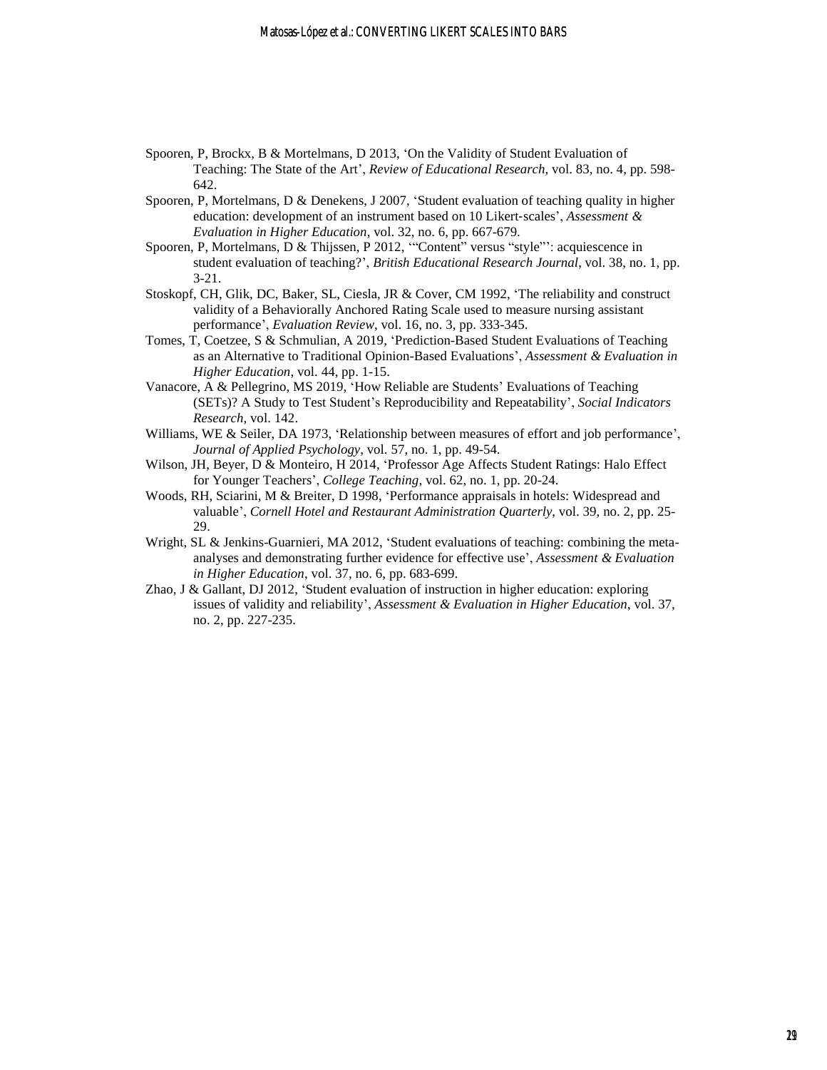Spooren, P, Brockx, B & Mortelmans, D 2013, 'On the Validity of Student Evaluation of Teaching: The State of the Art', *Review of Educational Research*, vol. 83, no. 4, pp. 598-642.

Spooren, P, Mortelmans, D & Denekens, J 2007, 'Student evaluation of teaching quality in higher education: development of an instrument based on 10 Likert-scales', *Assessment & Evaluation in Higher Education*, vol. 32, no. 6, pp. 667-679.

Spooren, P, Mortelmans, D & Thijssen, P 2012, '"Content" versus "style"': acquiescence in student evaluation of teaching?', *British Educational Research Journal*, vol. 38, no. 1, pp. 3-21.

Stoskopf, CH, Glik, DC, Baker, SL, Ciesla, JR & Cover, CM 1992, 'The reliability and construct validity of a Behaviorally Anchored Rating Scale used to measure nursing assistant performance', *Evaluation Review*, vol. 16, no. 3, pp. 333-345.

Tomes, T, Coetzee, S & Schmulian, A 2019, 'Prediction-Based Student Evaluations of Teaching as an Alternative to Traditional Opinion-Based Evaluations', *Assessment & Evaluation in Higher Education*, vol. 44, pp. 1-15.

Vanacore, A & Pellegrino, MS 2019, 'How Reliable are Students' Evaluations of Teaching (SETs)? A Study to Test Student's Reproducibility and Repeatability', *Social Indicators Research*, vol. 142.

Williams, WE & Seiler, DA 1973, 'Relationship between measures of effort and job performance', *Journal of Applied Psychology*, vol. 57, no. 1, pp. 49-54.

Wilson, JH, Beyer, D & Monteiro, H 2014, 'Professor Age Affects Student Ratings: Halo Effect for Younger Teachers', *College Teaching*, vol. 62, no. 1, pp. 20-24.

Woods, RH, Sciarini, M & Breiter, D 1998, 'Performance appraisals in hotels: Widespread and valuable', *Cornell Hotel and Restaurant Administration Quarterly*, vol. 39, no. 2, pp. 25-29.

Wright, SL & Jenkins-Guarnieri, MA 2012, 'Student evaluations of teaching: combining the meta-analyses and demonstrating further evidence for effective use', *Assessment & Evaluation in Higher Education*, vol. 37, no. 6, pp. 683-699.

Zhao, J & Gallant, DJ 2012, 'Student evaluation of instruction in higher education: exploring issues of validity and reliability', *Assessment & Evaluation in Higher Education*, vol. 37, no. 2, pp. 227-235.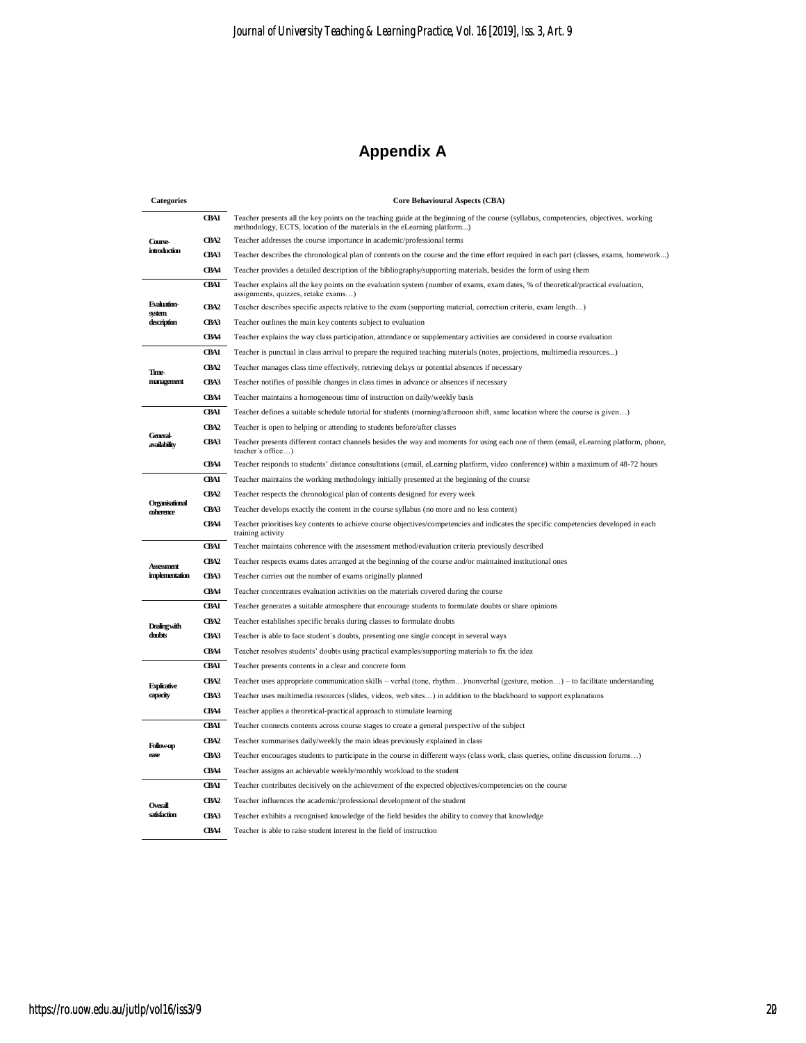# Appendix A

| Categories | | Core Behavioural Aspects (CBA) |
|---|---|---|
| Course-introduction | CBA1 | Teacher presents all the key points on the teaching guide at the beginning of the course (syllabus, competencies, objectives, working methodology, ECTS, location of the materials in the eLearning platform...) |
| | CBA2 | Teacher addresses the course importance in academic/professional terms |
| | CBA3 | Teacher describes the chronological plan of contents on the course and the time effort required in each part (classes, exams, homework...) |
| | CBA4 | Teacher provides a detailed description of the bibliography/supporting materials, besides the form of using them |
| Evaluation-system description | CBA1 | Teacher explains all the key points on the evaluation system (number of exams, exam dates, % of theoretical/practical evaluation, assignments, quizzes, retake exams…) |
| | CBA2 | Teacher describes specific aspects relative to the exam (supporting material, correction criteria, exam length…) |
| | CBA3 | Teacher outlines the main key contents subject to evaluation |
| | CBA4 | Teacher explains the way class participation, attendance or supplementary activities are considered in course evaluation |
| Time-management | CBA1 | Teacher is punctual in class arrival to prepare the required teaching materials (notes, projections, multimedia resources...) |
| | CBA2 | Teacher manages class time effectively, retrieving delays or potential absences if necessary |
| | CBA3 | Teacher notifies of possible changes in class times in advance or absences if necessary |
| | CBA4 | Teacher maintains a homogeneous time of instruction on daily/weekly basis |
| General-availability | CBA1 | Teacher defines a suitable schedule tutorial for students (morning/afternoon shift, same location where the course is given…) |
| | CBA2 | Teacher is open to helping or attending to students before/after classes |
| | CBA3 | Teacher presents different contact channels besides the way and moments for using each one of them (email, eLearning platform, phone, teacher´s office…) |
| | CBA4 | Teacher responds to students' distance consultations (email, eLearning platform, video conference) within a maximum of 48-72 hours |
| Organisational coherence | CBA1 | Teacher maintains the working methodology initially presented at the beginning of the course |
| | CBA2 | Teacher respects the chronological plan of contents designed for every week |
| | CBA3 | Teacher develops exactly the content in the course syllabus (no more and no less content) |
| | CBA4 | Teacher prioritises key contents to achieve course objectives/competencies and indicates the specific competencies developed in each training activity |
| Assessment implementation | CBA1 | Teacher maintains coherence with the assessment method/evaluation criteria previously described |
| | CBA2 | Teacher respects exams dates arranged at the beginning of the course and/or maintained institutional ones |
| | CBA3 | Teacher carries out the number of exams originally planned |
| | CBA4 | Teacher concentrates evaluation activities on the materials covered during the course |
| Dealing with doubts | CBA1 | Teacher generates a suitable atmosphere that encourage students to formulate doubts or share opinions |
| | CBA2 | Teacher establishes specific breaks during classes to formulate doubts |
| | CBA3 | Teacher is able to face student´s doubts, presenting one single concept in several ways |
| | CBA4 | Teacher resolves students' doubts using practical examples/supporting materials to fix the idea |
| Explicative capacity | CBA1 | Teacher presents contents in a clear and concrete form |
| | CBA2 | Teacher uses appropriate communication skills – verbal (tone, rhythm…)/nonverbal (gesture, motion…) – to facilitate understanding |
| | CBA3 | Teacher uses multimedia resources (slides, videos, web sites…) in addition to the blackboard to support explanations |
| | CBA4 | Teacher applies a theoretical-practical approach to stimulate learning |
| Follow-up ease | CBA1 | Teacher connects contents across course stages to create a general perspective of the subject |
| | CBA2 | Teacher summarises daily/weekly the main ideas previously explained in class |
| | CBA3 | Teacher encourages students to participate in the course in different ways (class work, class queries, online discussion forums…) |
| | CBA4 | Teacher assigns an achievable weekly/monthly workload to the student |
| Overall satisfaction | CBA1 | Teacher contributes decisively on the achievement of the expected objectives/competencies on the course |
| | CBA2 | Teacher influences the academic/professional development of the student |
| | CBA3 | Teacher exhibits a recognised knowledge of the field besides the ability to convey that knowledge |
| | CBA4 | Teacher is able to raise student interest in the field of instruction |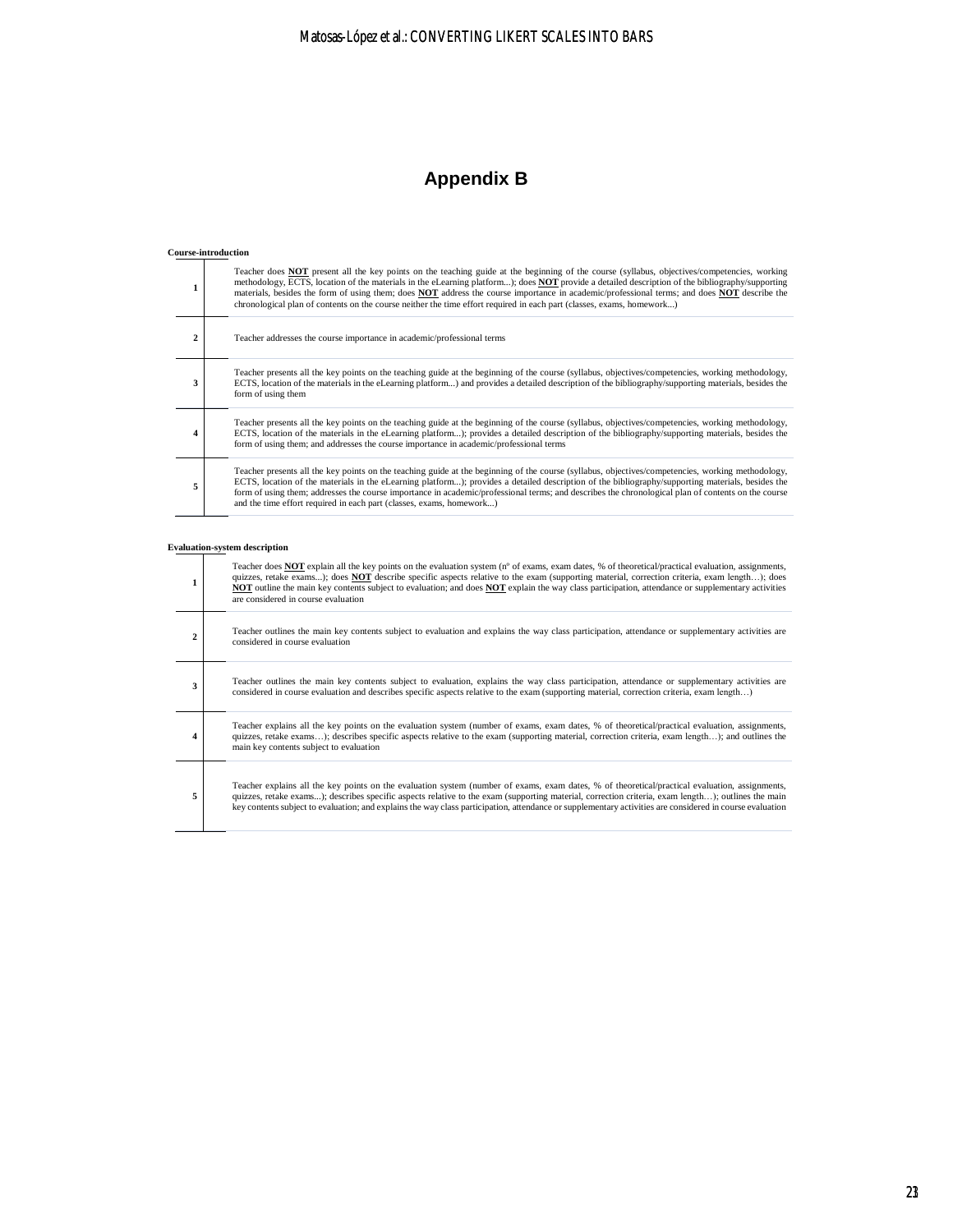# Appendix B

**Course-introduction**

| | |
|---|---|
| **1** | Teacher does **NOT** present all the key points on the teaching guide at the beginning of the course (syllabus, objectives/competencies, working methodology, ECTS, location of the materials in the eLearning platform...); does **NOT** provide a detailed description of the bibliography/supporting materials, besides the form of using them; does **NOT** address the course importance in academic/professional terms; and does **NOT** describe the chronological plan of contents on the course neither the time effort required in each part (classes, exams, homework...) |
| **2** | Teacher addresses the course importance in academic/professional terms |
| **3** | Teacher presents all the key points on the teaching guide at the beginning of the course (syllabus, objectives/competencies, working methodology, ECTS, location of the materials in the eLearning platform...) and provides a detailed description of the bibliography/supporting materials, besides the form of using them |
| **4** | Teacher presents all the key points on the teaching guide at the beginning of the course (syllabus, objectives/competencies, working methodology, ECTS, location of the materials in the eLearning platform...); provides a detailed description of the bibliography/supporting materials, besides the form of using them; and addresses the course importance in academic/professional terms |
| **5** | Teacher presents all the key points on the teaching guide at the beginning of the course (syllabus, objectives/competencies, working methodology, ECTS, location of the materials in the eLearning platform...); provides a detailed description of the bibliography/supporting materials, besides the form of using them; addresses the course importance in academic/professional terms; and describes the chronological plan of contents on the course and the time effort required in each part (classes, exams, homework...) |

**Evaluation-system description**

| | |
|---|---|
| **1** | Teacher does **NOT** explain all the key points on the evaluation system (nº of exams, exam dates, % of theoretical/practical evaluation, assignments, quizzes, retake exams...); does **NOT** describe specific aspects relative to the exam (supporting material, correction criteria, exam length…); does **NOT** outline the main key contents subject to evaluation; and does **NOT** explain the way class participation, attendance or supplementary activities are considered in course evaluation |
| **2** | Teacher outlines the main key contents subject to evaluation and explains the way class participation, attendance or supplementary activities are considered in course evaluation |
| **3** | Teacher outlines the main key contents subject to evaluation, explains the way class participation, attendance or supplementary activities are considered in course evaluation and describes specific aspects relative to the exam (supporting material, correction criteria, exam length…) |
| **4** | Teacher explains all the key points on the evaluation system (number of exams, exam dates, % of theoretical/practical evaluation, assignments, quizzes, retake exams…); describes specific aspects relative to the exam (supporting material, correction criteria, exam length…); and outlines the main key contents subject to evaluation |
| **5** | Teacher explains all the key points on the evaluation system (number of exams, exam dates, % of theoretical/practical evaluation, assignments, quizzes, retake exams...); describes specific aspects relative to the exam (supporting material, correction criteria, exam length…); outlines the main key contents subject to evaluation; and explains the way class participation, attendance or supplementary activities are considered in course evaluation |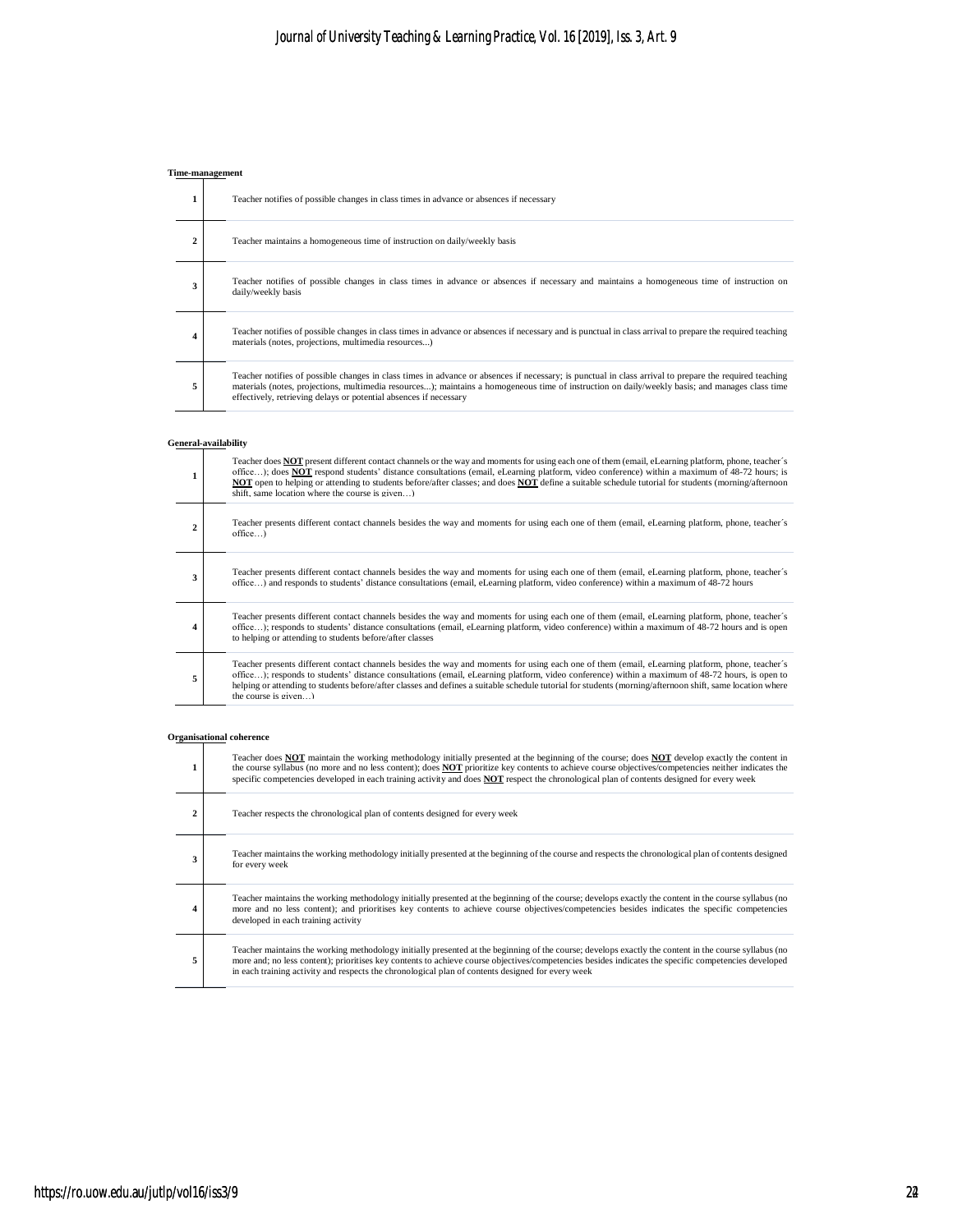**Time-management**

| | |
|---|---|
| **1** | Teacher notifies of possible changes in class times in advance or absences if necessary |
| **2** | Teacher maintains a homogeneous time of instruction on daily/weekly basis |
| **3** | Teacher notifies of possible changes in class times in advance or absences if necessary and maintains a homogeneous time of instruction on daily/weekly basis |
| **4** | Teacher notifies of possible changes in class times in advance or absences if necessary and is punctual in class arrival to prepare the required teaching materials (notes, projections, multimedia resources...) |
| **5** | Teacher notifies of possible changes in class times in advance or absences if necessary; is punctual in class arrival to prepare the required teaching materials (notes, projections, multimedia resources...); maintains a homogeneous time of instruction on daily/weekly basis; and manages class time effectively, retrieving delays or potential absences if necessary |

**General-availability**

| | |
|---|---|
| **1** | Teacher does **NOT** present different contact channels or the way and moments for using each one of them (email, eLearning platform, phone, teacher´s office…); does **NOT** respond students' distance consultations (email, eLearning platform, video conference) within a maximum of 48-72 hours; is **NOT** open to helping or attending to students before/after classes; and does **NOT** define a suitable schedule tutorial for students (morning/afternoon shift, same location where the course is given…) |
| **2** | Teacher presents different contact channels besides the way and moments for using each one of them (email, eLearning platform, phone, teacher´s office…) |
| **3** | Teacher presents different contact channels besides the way and moments for using each one of them (email, eLearning platform, phone, teacher´s office…) and responds to students' distance consultations (email, eLearning platform, video conference) within a maximum of 48-72 hours |
| **4** | Teacher presents different contact channels besides the way and moments for using each one of them (email, eLearning platform, phone, teacher´s office…); responds to students' distance consultations (email, eLearning platform, video conference) within a maximum of 48-72 hours and is open to helping or attending to students before/after classes |
| **5** | Teacher presents different contact channels besides the way and moments for using each one of them (email, eLearning platform, phone, teacher´s office…); responds to students' distance consultations (email, eLearning platform, video conference) within a maximum of 48-72 hours, is open to helping or attending to students before/after classes and defines a suitable schedule tutorial for students (morning/afternoon shift, same location where the course is given…) |

**Organisational coherence**

| | |
|---|---|
| **1** | Teacher does **NOT** maintain the working methodology initially presented at the beginning of the course; does **NOT** develop exactly the content in the course syllabus (no more and no less content); does **NOT** prioritize key contents to achieve course objectives/competencies neither indicates the specific competencies developed in each training activity and does **NOT** respect the chronological plan of contents designed for every week |
| **2** | Teacher respects the chronological plan of contents designed for every week |
| **3** | Teacher maintains the working methodology initially presented at the beginning of the course and respects the chronological plan of contents designed for every week |
| **4** | Teacher maintains the working methodology initially presented at the beginning of the course; develops exactly the content in the course syllabus (no more and no less content); and prioritises key contents to achieve course objectives/competencies besides indicates the specific competencies developed in each training activity |
| **5** | Teacher maintains the working methodology initially presented at the beginning of the course; develops exactly the content in the course syllabus (no more and; no less content); prioritises key contents to achieve course objectives/competencies besides indicates the specific competencies developed in each training activity and respects the chronological plan of contents designed for every week |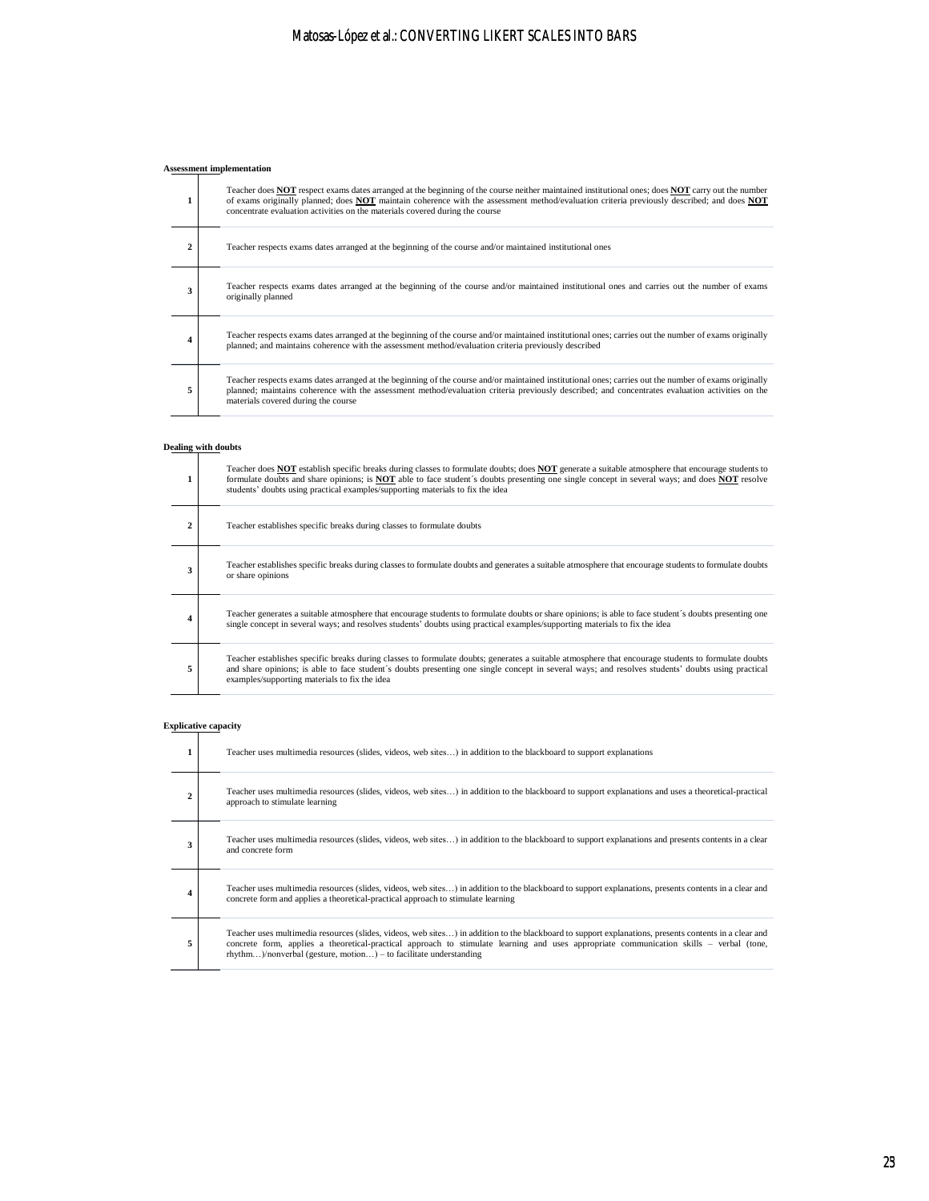**Assessment implementation**

| | |
|---|---|
| **1** | Teacher does **NOT** respect exams dates arranged at the beginning of the course neither maintained institutional ones; does **NOT** carry out the number of exams originally planned; does **NOT** maintain coherence with the assessment method/evaluation criteria previously described; and does **NOT** concentrate evaluation activities on the materials covered during the course |
| **2** | Teacher respects exams dates arranged at the beginning of the course and/or maintained institutional ones |
| **3** | Teacher respects exams dates arranged at the beginning of the course and/or maintained institutional ones and carries out the number of exams originally planned |
| **4** | Teacher respects exams dates arranged at the beginning of the course and/or maintained institutional ones; carries out the number of exams originally planned; and maintains coherence with the assessment method/evaluation criteria previously described |
| **5** | Teacher respects exams dates arranged at the beginning of the course and/or maintained institutional ones; carries out the number of exams originally planned; maintains coherence with the assessment method/evaluation criteria previously described; and concentrates evaluation activities on the materials covered during the course |

**Dealing with doubts**

| | |
|---|---|
| **1** | Teacher does **NOT** establish specific breaks during classes to formulate doubts; does **NOT** generate a suitable atmosphere that encourage students to formulate doubts and share opinions; is **NOT** able to face student´s doubts presenting one single concept in several ways; and does **NOT** resolve students' doubts using practical examples/supporting materials to fix the idea |
| **2** | Teacher establishes specific breaks during classes to formulate doubts |
| **3** | Teacher establishes specific breaks during classes to formulate doubts and generates a suitable atmosphere that encourage students to formulate doubts or share opinions |
| **4** | Teacher generates a suitable atmosphere that encourage students to formulate doubts or share opinions; is able to face student´s doubts presenting one single concept in several ways; and resolves students' doubts using practical examples/supporting materials to fix the idea |
| **5** | Teacher establishes specific breaks during classes to formulate doubts; generates a suitable atmosphere that encourage students to formulate doubts and share opinions; is able to face student´s doubts presenting one single concept in several ways; and resolves students' doubts using practical examples/supporting materials to fix the idea |

**Explicative capacity**

| | |
|---|---|
| **1** | Teacher uses multimedia resources (slides, videos, web sites…) in addition to the blackboard to support explanations |
| **2** | Teacher uses multimedia resources (slides, videos, web sites…) in addition to the blackboard to support explanations and uses a theoretical-practical approach to stimulate learning |
| **3** | Teacher uses multimedia resources (slides, videos, web sites…) in addition to the blackboard to support explanations and presents contents in a clear and concrete form |
| **4** | Teacher uses multimedia resources (slides, videos, web sites…) in addition to the blackboard to support explanations, presents contents in a clear and concrete form and applies a theoretical-practical approach to stimulate learning |
| **5** | Teacher uses multimedia resources (slides, videos, web sites…) in addition to the blackboard to support explanations, presents contents in a clear and concrete form, applies a theoretical-practical approach to stimulate learning and uses appropriate communication skills – verbal (tone, rhythm…)/nonverbal (gesture, motion…) – to facilitate understanding |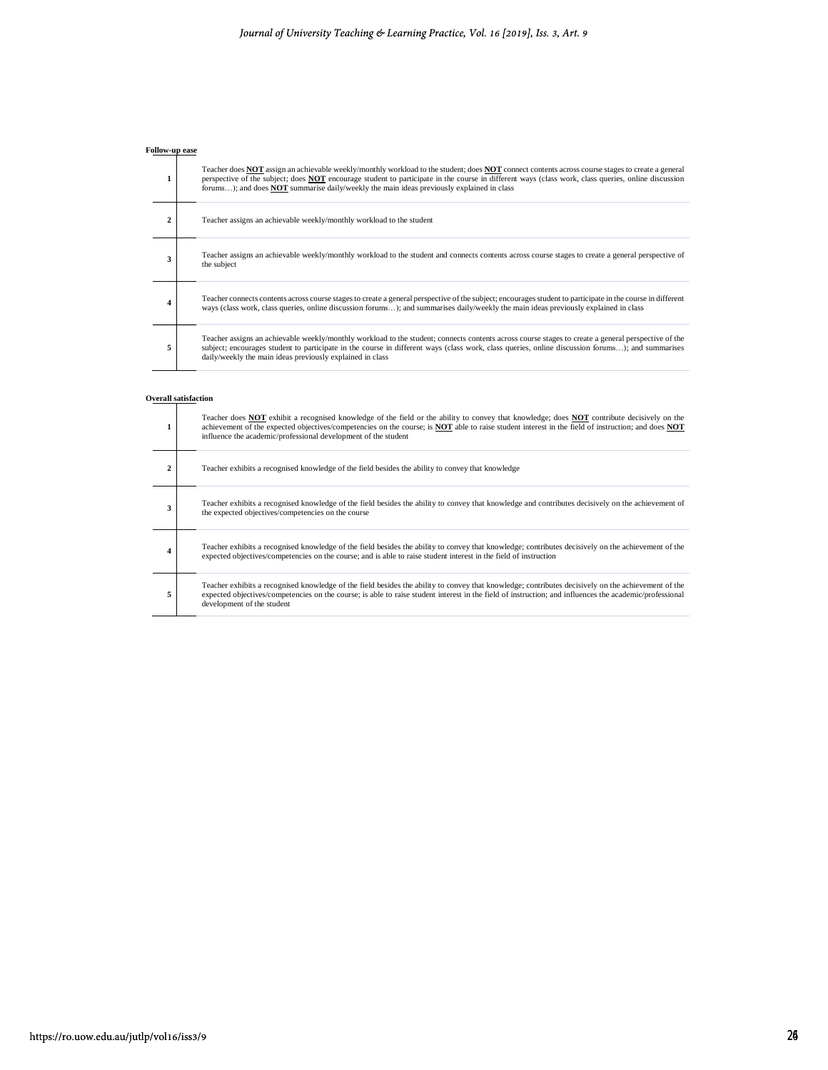**Follow-up ease**

| | |
|---|---|
| 1 | Teacher does **NOT** assign an achievable weekly/monthly workload to the student; does **NOT** connect contents across course stages to create a general perspective of the subject; does **NOT** encourage student to participate in the course in different ways (class work, class queries, online discussion forums…); and does **NOT** summarise daily/weekly the main ideas previously explained in class |
| 2 | Teacher assigns an achievable weekly/monthly workload to the student |
| 3 | Teacher assigns an achievable weekly/monthly workload to the student and connects contents across course stages to create a general perspective of the subject |
| 4 | Teacher connects contents across course stages to create a general perspective of the subject; encourages student to participate in the course in different ways (class work, class queries, online discussion forums…); and summarises daily/weekly the main ideas previously explained in class |
| 5 | Teacher assigns an achievable weekly/monthly workload to the student; connects contents across course stages to create a general perspective of the subject; encourages student to participate in the course in different ways (class work, class queries, online discussion forums…); and summarises daily/weekly the main ideas previously explained in class |

**Overall satisfaction**

| | |
|---|---|
| 1 | Teacher does **NOT** exhibit a recognised knowledge of the field or the ability to convey that knowledge; does **NOT** contribute decisively on the achievement of the expected objectives/competencies on the course; is **NOT** able to raise student interest in the field of instruction; and does **NOT** influence the academic/professional development of the student |
| 2 | Teacher exhibits a recognised knowledge of the field besides the ability to convey that knowledge |
| 3 | Teacher exhibits a recognised knowledge of the field besides the ability to convey that knowledge and contributes decisively on the achievement of the expected objectives/competencies on the course |
| 4 | Teacher exhibits a recognised knowledge of the field besides the ability to convey that knowledge; contributes decisively on the achievement of the expected objectives/competencies on the course; and is able to raise student interest in the field of instruction |
| 5 | Teacher exhibits a recognised knowledge of the field besides the ability to convey that knowledge; contributes decisively on the achievement of the expected objectives/competencies on the course; is able to raise student interest in the field of instruction; and influences the academic/professional development of the student |